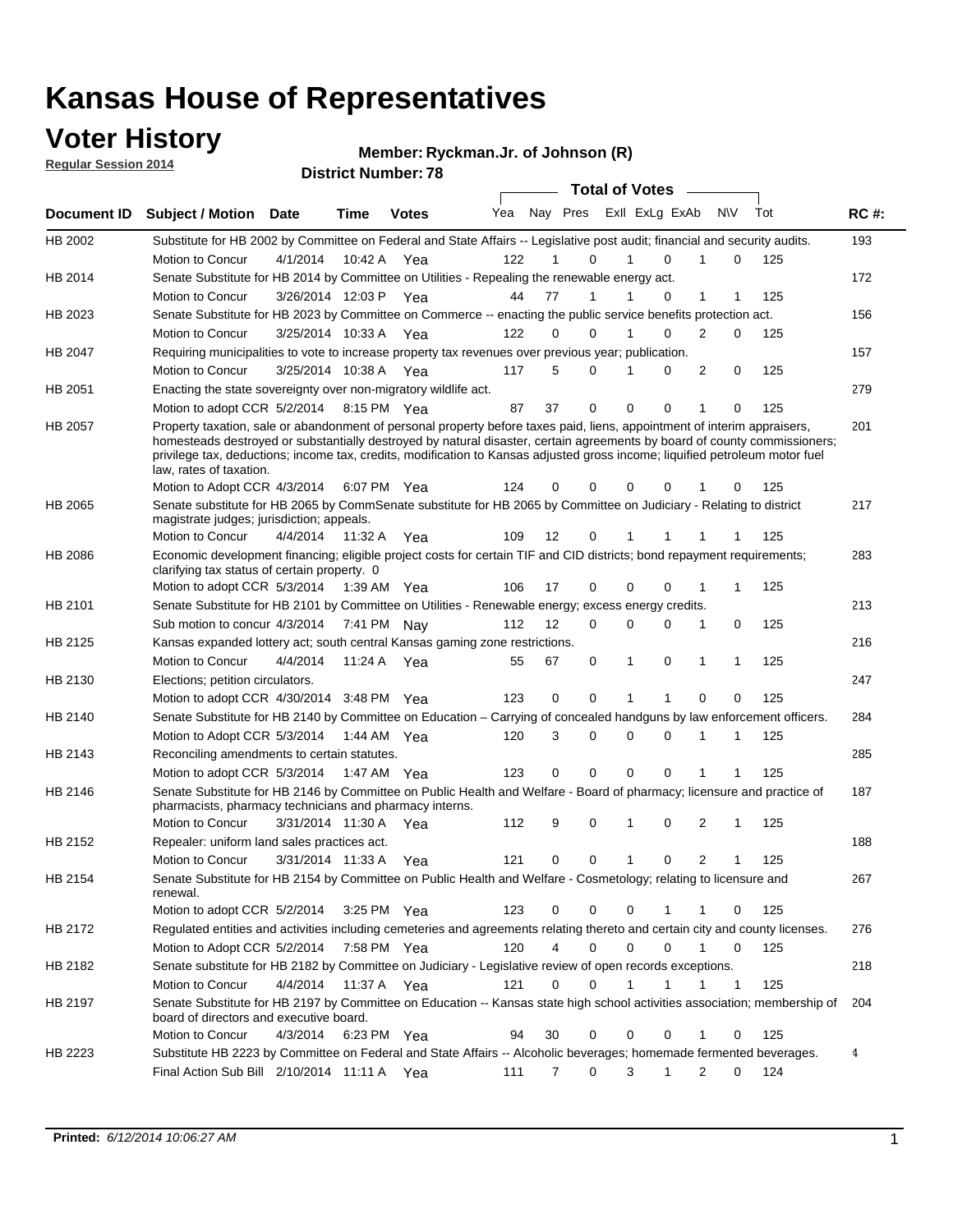# Kansas House of Representatives

## Voter History

**Regular Session 2014**

**Member: Ryckman.Jr. of Johnson (R)**

**District Number: 78**

| Document ID | Subject / Motion | Date | Time | Votes | Yea | Nay | Pres | ExII | ExLg | ExAb | N\V | Tot | RC #: |
|---|---|---|---|---|---|---|---|---|---|---|---|---|---|
| HB 2002 | Substitute for HB 2002 by Committee on Federal and State Affairs -- Legislative post audit; financial and security audits. | | | | | | | | | | | | 193 |
| | Motion to Concur | 4/1/2014 | 10:42 A | Yea | 122 | 1 | 0 | 1 | 0 | 1 | 0 | 125 | |
| HB 2014 | Senate Substitute for HB 2014 by Committee on Utilities - Repealing the renewable energy act. | | | | | | | | | | | | 172 |
| | Motion to Concur | 3/26/2014 | 12:03 P | Yea | 44 | 77 | 1 | 1 | 0 | 1 | 1 | 125 | |
| HB 2023 | Senate Substitute for HB 2023 by Committee on Commerce -- enacting the public service benefits protection act. | | | | | | | | | | | | 156 |
| | Motion to Concur | 3/25/2014 | 10:33 A | Yea | 122 | 0 | 0 | 1 | 0 | 2 | 0 | 125 | |
| HB 2047 | Requiring municipalities to vote to increase property tax revenues over previous year; publication. | | | | | | | | | | | | 157 |
| | Motion to Concur | 3/25/2014 | 10:38 A | Yea | 117 | 5 | 0 | 1 | 0 | 2 | 0 | 125 | |
| HB 2051 | Enacting the state sovereignty over non-migratory wildlife act. | | | | | | | | | | | | 279 |
| | Motion to adopt CCR | 5/2/2014 | 8:15 PM | Yea | 87 | 37 | 0 | 0 | 0 | 1 | 0 | 125 | |
| HB 2057 | Property taxation, sale or abandonment of personal property before taxes paid, liens, appointment of interim appraisers, homesteads destroyed or substantially destroyed by natural disaster, certain agreements by board of county commissioners; privilege tax, deductions; income tax, credits, modification to Kansas adjusted gross income; liquified petroleum motor fuel law, rates of taxation. | | | | | | | | | | | | 201 |
| | Motion to Adopt CCR | 4/3/2014 | 6:07 PM | Yea | 124 | 0 | 0 | 0 | 0 | 1 | 0 | 125 | |
| HB 2065 | Senate substitute for HB 2065 by CommSenate substitute for HB 2065 by Committee on Judiciary - Relating to district magistrate judges; jurisdiction; appeals. | | | | | | | | | | | | 217 |
| | Motion to Concur | 4/4/2014 | 11:32 A | Yea | 109 | 12 | 0 | 1 | 1 | 1 | 1 | 125 | |
| HB 2086 | Economic development financing; eligible project costs for certain TIF and CID districts; bond repayment requirements; clarifying tax status of certain property. 0 | | | | | | | | | | | | 283 |
| | Motion to adopt CCR | 5/3/2014 | 1:39 AM | Yea | 106 | 17 | 0 | 0 | 0 | 1 | 1 | 125 | |
| HB 2101 | Senate Substitute for HB 2101 by Committee on Utilities - Renewable energy; excess energy credits. | | | | | | | | | | | | 213 |
| | Sub motion to concur | 4/3/2014 | 7:41 PM | Nay | 112 | 12 | 0 | 0 | 0 | 1 | 0 | 125 | |
| HB 2125 | Kansas expanded lottery act; south central Kansas gaming zone restrictions. | | | | | | | | | | | | 216 |
| | Motion to Concur | 4/4/2014 | 11:24 A | Yea | 55 | 67 | 0 | 1 | 0 | 1 | 1 | 125 | |
| HB 2130 | Elections; petition circulators. | | | | | | | | | | | | 247 |
| | Motion to adopt CCR | 4/30/2014 | 3:48 PM | Yea | 123 | 0 | 0 | 1 | 1 | 0 | 0 | 125 | |
| HB 2140 | Senate Substitute for HB 2140 by Committee on Education – Carrying of concealed handguns by law enforcement officers. | | | | | | | | | | | | 284 |
| | Motion to Adopt CCR | 5/3/2014 | 1:44 AM | Yea | 120 | 3 | 0 | 0 | 0 | 1 | 1 | 125 | |
| HB 2143 | Reconciling amendments to certain statutes. | | | | | | | | | | | | 285 |
| | Motion to adopt CCR | 5/3/2014 | 1:47 AM | Yea | 123 | 0 | 0 | 0 | 0 | 1 | 1 | 125 | |
| HB 2146 | Senate Substitute for HB 2146 by Committee on Public Health and Welfare - Board of pharmacy; licensure and practice of pharmacists, pharmacy technicians and pharmacy interns. | | | | | | | | | | | | 187 |
| | Motion to Concur | 3/31/2014 | 11:30 A | Yea | 112 | 9 | 0 | 1 | 0 | 2 | 1 | 125 | |
| HB 2152 | Repealer: uniform land sales practices act. | | | | | | | | | | | | 188 |
| | Motion to Concur | 3/31/2014 | 11:33 A | Yea | 121 | 0 | 0 | 1 | 0 | 2 | 1 | 125 | |
| HB 2154 | Senate Substitute for HB 2154 by Committee on Public Health and Welfare - Cosmetology; relating to licensure and renewal. | | | | | | | | | | | | 267 |
| | Motion to adopt CCR | 5/2/2014 | 3:25 PM | Yea | 123 | 0 | 0 | 0 | 1 | 1 | 0 | 125 | |
| HB 2172 | Regulated entities and activities including cemeteries and agreements relating thereto and certain city and county licenses. | | | | | | | | | | | | 276 |
| | Motion to Adopt CCR | 5/2/2014 | 7:58 PM | Yea | 120 | 4 | 0 | 0 | 0 | 1 | 0 | 125 | |
| HB 2182 | Senate substitute for HB 2182 by Committee on Judiciary - Legislative review of open records exceptions. | | | | | | | | | | | | 218 |
| | Motion to Concur | 4/4/2014 | 11:37 A | Yea | 121 | 0 | 0 | 1 | 1 | 1 | 1 | 125 | |
| HB 2197 | Senate Substitute for HB 2197 by Committee on Education -- Kansas state high school activities association; membership of board of directors and executive board. | | | | | | | | | | | | 204 |
| | Motion to Concur | 4/3/2014 | 6:23 PM | Yea | 94 | 30 | 0 | 0 | 0 | 1 | 0 | 125 | |
| HB 2223 | Substitute HB 2223 by Committee on Federal and State Affairs -- Alcoholic beverages; homemade fermented beverages. | | | | | | | | | | | | 4 |
| | Final Action Sub Bill | 2/10/2014 | 11:11 A | Yea | 111 | 7 | 0 | 3 | 1 | 2 | 0 | 124 | |

**Printed:** *6/12/2014 10:06:27 AM*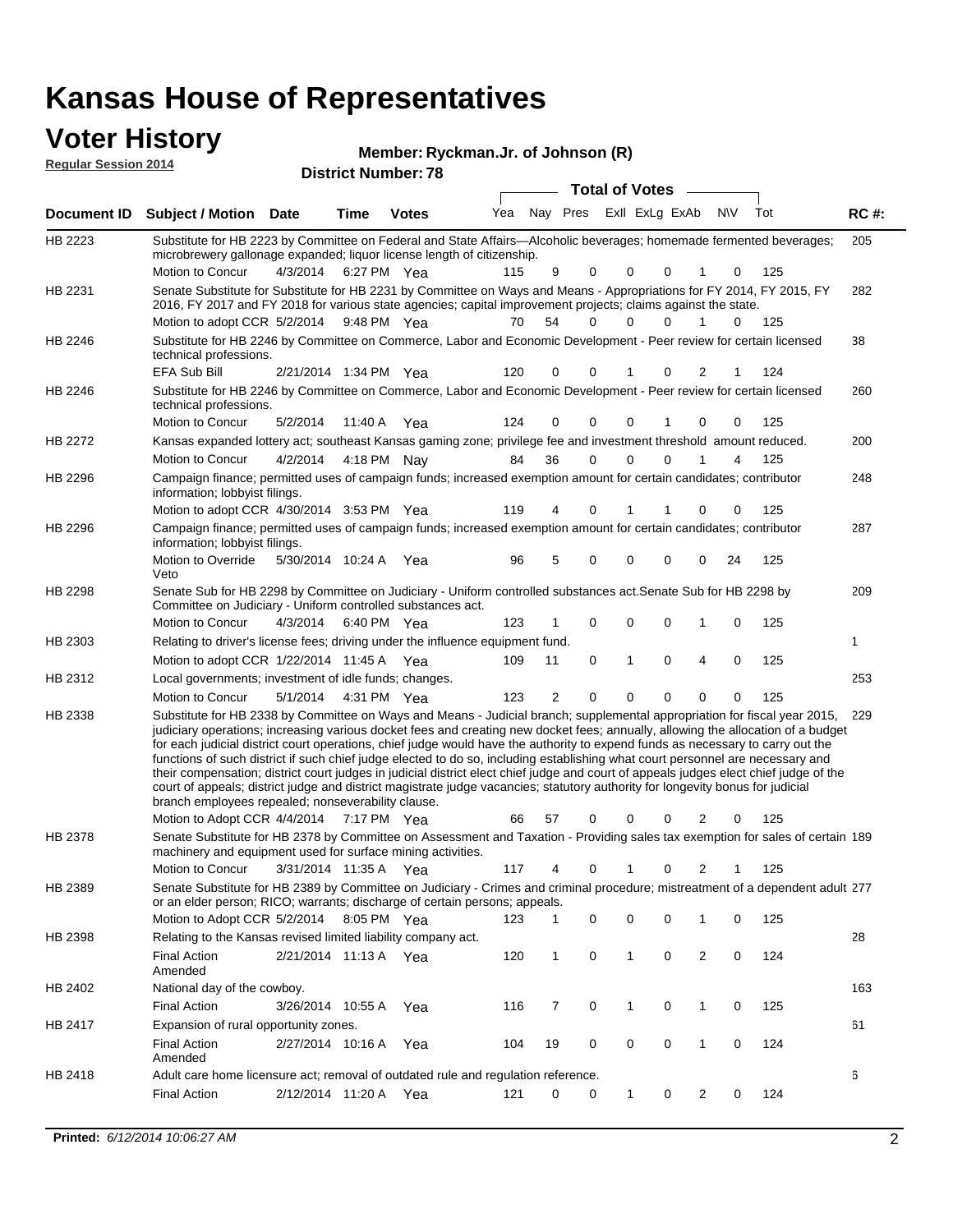# Kansas House of Representatives

## Voter History

**Regular Session 2014**

**Member: Ryckman.Jr. of Johnson (R)**

**District Number: 78**

| Document ID | Subject / Motion | Date | Time | Votes | Yea | Nay | Pres | ExII | ExLg | ExAb | N\V | Tot | RC #: |
|---|---|---|---|---|---|---|---|---|---|---|---|---|---|
| HB 2223 | Substitute for HB 2223 by Committee on Federal and State Affairs—Alcoholic beverages; homemade fermented beverages; microbrewery gallonage expanded; liquor license length of citizenship. | | | | | | | | | | | | 205 |
| | Motion to Concur | 4/3/2014 | 6:27 PM | Yea | 115 | 9 | 0 | 0 | 0 | 1 | 0 | 125 | |
| HB 2231 | Senate Substitute for Substitute for HB 2231 by Committee on Ways and Means - Appropriations for FY 2014, FY 2015, FY 2016, FY 2017 and FY 2018 for various state agencies; capital improvement projects; claims against the state. | | | | | | | | | | | | 282 |
| | Motion to adopt CCR | 5/2/2014 | 9:48 PM | Yea | 70 | 54 | 0 | 0 | 0 | 1 | 0 | 125 | |
| HB 2246 | Substitute for HB 2246 by Committee on Commerce, Labor and Economic Development - Peer review for certain licensed technical professions. | | | | | | | | | | | | 38 |
| | EFA Sub Bill | 2/21/2014 | 1:34 PM | Yea | 120 | 0 | 0 | 1 | 0 | 2 | 1 | 124 | |
| HB 2246 | Substitute for HB 2246 by Committee on Commerce, Labor and Economic Development - Peer review for certain licensed technical professions. | | | | | | | | | | | | 260 |
| | Motion to Concur | 5/2/2014 | 11:40 A | Yea | 124 | 0 | 0 | 0 | 1 | 0 | 0 | 125 | |
| HB 2272 | Kansas expanded lottery act; southeast Kansas gaming zone; privilege fee and investment threshold amount reduced. | | | | | | | | | | | | 200 |
| | Motion to Concur | 4/2/2014 | 4:18 PM | Nay | 84 | 36 | 0 | 0 | 0 | 1 | 4 | 125 | |
| HB 2296 | Campaign finance; permitted uses of campaign funds; increased exemption amount for certain candidates; contributor information; lobbyist filings. | | | | | | | | | | | | 248 |
| | Motion to adopt CCR | 4/30/2014 | 3:53 PM | Yea | 119 | 4 | 0 | 1 | 1 | 0 | 0 | 125 | |
| HB 2296 | Campaign finance; permitted uses of campaign funds; increased exemption amount for certain candidates; contributor information; lobbyist filings. | | | | | | | | | | | | 287 |
| | Motion to Override Veto | 5/30/2014 | 10:24 A | Yea | 96 | 5 | 0 | 0 | 0 | 0 | 24 | 125 | |
| HB 2298 | Senate Sub for HB 2298 by Committee on Judiciary - Uniform controlled substances act.Senate Sub for HB 2298 by Committee on Judiciary - Uniform controlled substances act. | | | | | | | | | | | | 209 |
| | Motion to Concur | 4/3/2014 | 6:40 PM | Yea | 123 | 1 | 0 | 0 | 0 | 1 | 0 | 125 | |
| HB 2303 | Relating to driver's license fees; driving under the influence equipment fund. | | | | | | | | | | | | 1 |
| | Motion to adopt CCR | 1/22/2014 | 11:45 A | Yea | 109 | 11 | 0 | 1 | 0 | 4 | 0 | 125 | |
| HB 2312 | Local governments; investment of idle funds; changes. | | | | | | | | | | | | 253 |
| | Motion to Concur | 5/1/2014 | 4:31 PM | Yea | 123 | 2 | 0 | 0 | 0 | 0 | 0 | 125 | |
| HB 2338 | Substitute for HB 2338 by Committee on Ways and Means - Judicial branch; supplemental appropriation for fiscal year 2015, judiciary operations; increasing various docket fees and creating new docket fees; annually, allowing the allocation of a budget for each judicial district court operations, chief judge would have the authority to expend funds as necessary to carry out the functions of such district if such chief judge elected to do so, including establishing what court personnel are necessary and their compensation; district court judges in judicial district elect chief judge and court of appeals judges elect chief judge of the court of appeals; district judge and district magistrate judge vacancies; statutory authority for longevity bonus for judicial branch employees repealed; nonseverability clause. | | | | | | | | | | | | 229 |
| | Motion to Adopt CCR | 4/4/2014 | 7:17 PM | Yea | 66 | 57 | 0 | 0 | 0 | 2 | 0 | 125 | |
| HB 2378 | Senate Substitute for HB 2378 by Committee on Assessment and Taxation - Providing sales tax exemption for sales of certain machinery and equipment used for surface mining activities. | | | | | | | | | | | | 189 |
| | Motion to Concur | 3/31/2014 | 11:35 A | Yea | 117 | 4 | 0 | 1 | 0 | 2 | 1 | 125 | |
| HB 2389 | Senate Substitute for HB 2389 by Committee on Judiciary - Crimes and criminal procedure; mistreatment of a dependent adult or an elder person; RICO; warrants; discharge of certain persons; appeals. | | | | | | | | | | | | 277 |
| | Motion to Adopt CCR | 5/2/2014 | 8:05 PM | Yea | 123 | 1 | 0 | 0 | 0 | 1 | 0 | 125 | |
| HB 2398 | Relating to the Kansas revised limited liability company act. | | | | | | | | | | | | 28 |
| | Final Action Amended | 2/21/2014 | 11:13 A | Yea | 120 | 1 | 0 | 1 | 0 | 2 | 0 | 124 | |
| HB 2402 | National day of the cowboy. | | | | | | | | | | | | 163 |
| | Final Action | 3/26/2014 | 10:55 A | Yea | 116 | 7 | 0 | 1 | 0 | 1 | 0 | 125 | |
| HB 2417 | Expansion of rural opportunity zones. | | | | | | | | | | | | 61 |
| | Final Action Amended | 2/27/2014 | 10:16 A | Yea | 104 | 19 | 0 | 0 | 0 | 1 | 0 | 124 | |
| HB 2418 | Adult care home licensure act; removal of outdated rule and regulation reference. | | | | | | | | | | | | 6 |
| | Final Action | 2/12/2014 | 11:20 A | Yea | 121 | 0 | 0 | 1 | 0 | 2 | 0 | 124 | |

**Printed:** *6/12/2014 10:06:27 AM*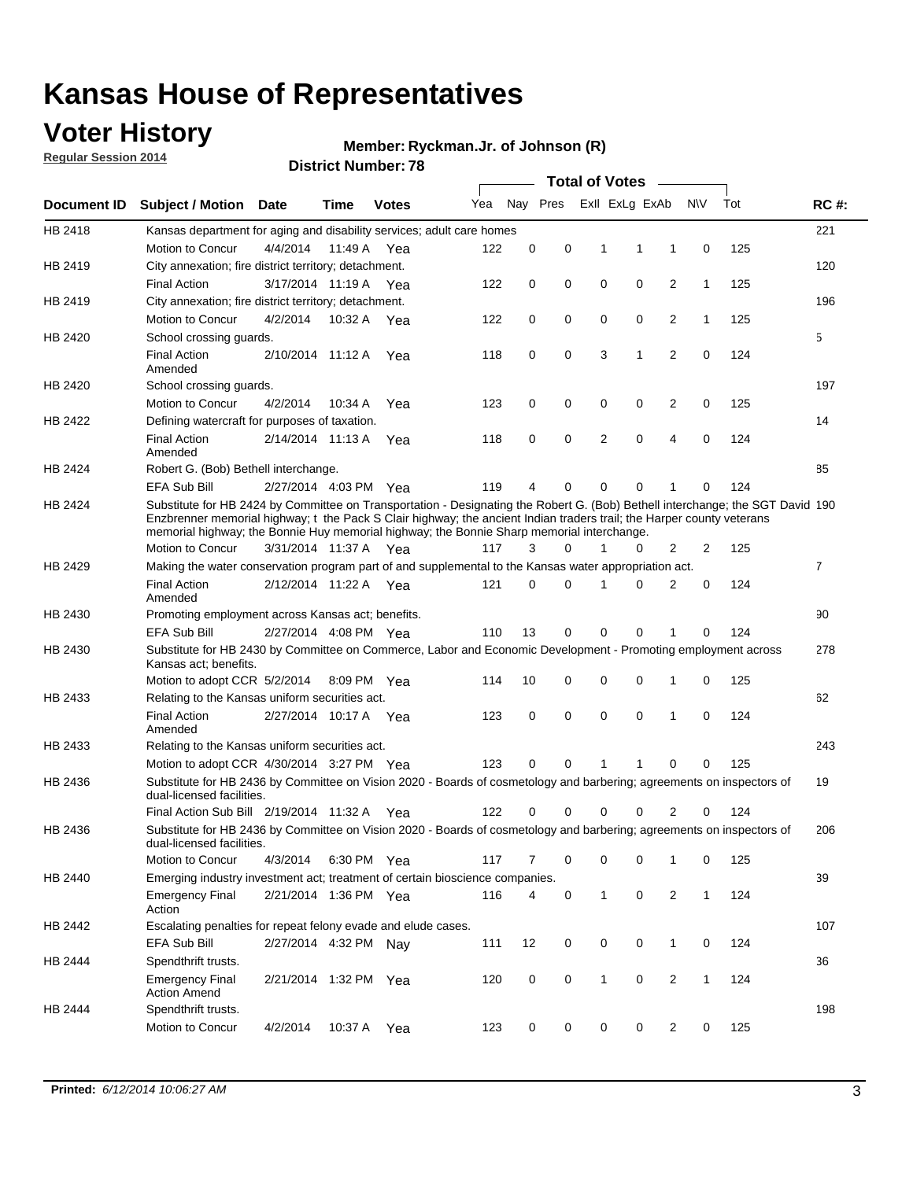# Kansas House of Representatives

## Voter History

**Regular Session 2014**

**Member: Ryckman.Jr. of Johnson (R)**

**District Number: 78**

| Document ID | Subject / Motion | Date | Time | Votes | Yea | Nay | Pres | ExlI | ExLg | ExAb | N\V | Tot | RC #: |
|---|---|---|---|---|---|---|---|---|---|---|---|---|---|
| HB 2418 | Kansas department for aging and disability services; adult care homes | | | | | | | | | | | | 221 |
| | Motion to Concur | 4/4/2014 | 11:49 A | Yea | 122 | 0 | 0 | 1 | 1 | 1 | 0 | 125 | |
| HB 2419 | City annexation; fire district territory; detachment. | | | | | | | | | | | | 120 |
| | Final Action | 3/17/2014 | 11:19 A | Yea | 122 | 0 | 0 | 0 | 0 | 2 | 1 | 125 | |
| HB 2419 | City annexation; fire district territory; detachment. | | | | | | | | | | | | 196 |
| | Motion to Concur | 4/2/2014 | 10:32 A | Yea | 122 | 0 | 0 | 0 | 0 | 2 | 1 | 125 | |
| HB 2420 | School crossing guards. | | | | | | | | | | | | 5 |
| | Final Action Amended | 2/10/2014 | 11:12 A | Yea | 118 | 0 | 0 | 3 | 1 | 2 | 0 | 124 | |
| HB 2420 | School crossing guards. | | | | | | | | | | | | 197 |
| | Motion to Concur | 4/2/2014 | 10:34 A | Yea | 123 | 0 | 0 | 0 | 0 | 2 | 0 | 125 | |
| HB 2422 | Defining watercraft for purposes of taxation. | | | | | | | | | | | | 14 |
| | Final Action Amended | 2/14/2014 | 11:13 A | Yea | 118 | 0 | 0 | 2 | 0 | 4 | 0 | 124 | |
| HB 2424 | Robert G. (Bob) Bethell interchange. | | | | | | | | | | | | 85 |
| | EFA Sub Bill | 2/27/2014 | 4:03 PM | Yea | 119 | 4 | 0 | 0 | 0 | 1 | 0 | 124 | |
| HB 2424 | Substitute for HB 2424 by Committee on Transportation - Designating the Robert G. (Bob) Bethell interchange; the SGT David Enzbrenner memorial highway; t the Pack S Clair highway; the ancient Indian traders trail; the Harper county veterans memorial highway; the Bonnie Huy memorial highway; the Bonnie Sharp memorial interchange. | | | | | | | | | | | | 190 |
| | Motion to Concur | 3/31/2014 | 11:37 A | Yea | 117 | 3 | 0 | 1 | 0 | 2 | 2 | 125 | |
| HB 2429 | Making the water conservation program part of and supplemental to the Kansas water appropriation act. | | | | | | | | | | | | 7 |
| | Final Action Amended | 2/12/2014 | 11:22 A | Yea | 121 | 0 | 0 | 1 | 0 | 2 | 0 | 124 | |
| HB 2430 | Promoting employment across Kansas act; benefits. | | | | | | | | | | | | 90 |
| | EFA Sub Bill | 2/27/2014 | 4:08 PM | Yea | 110 | 13 | 0 | 0 | 0 | 1 | 0 | 124 | |
| HB 2430 | Substitute for HB 2430 by Committee on Commerce, Labor and Economic Development - Promoting employment across Kansas act; benefits. | | | | | | | | | | | | 278 |
| | Motion to adopt CCR | 5/2/2014 | 8:09 PM | Yea | 114 | 10 | 0 | 0 | 0 | 1 | 0 | 125 | |
| HB 2433 | Relating to the Kansas uniform securities act. | | | | | | | | | | | | 62 |
| | Final Action Amended | 2/27/2014 | 10:17 A | Yea | 123 | 0 | 0 | 0 | 0 | 1 | 0 | 124 | |
| HB 2433 | Relating to the Kansas uniform securities act. | | | | | | | | | | | | 243 |
| | Motion to adopt CCR | 4/30/2014 | 3:27 PM | Yea | 123 | 0 | 0 | 1 | 1 | 0 | 0 | 125 | |
| HB 2436 | Substitute for HB 2436 by Committee on Vision 2020 - Boards of cosmetology and barbering; agreements on inspectors of dual-licensed facilities. | | | | | | | | | | | | 19 |
| | Final Action Sub Bill | 2/19/2014 | 11:32 A | Yea | 122 | 0 | 0 | 0 | 0 | 2 | 0 | 124 | |
| HB 2436 | Substitute for HB 2436 by Committee on Vision 2020 - Boards of cosmetology and barbering; agreements on inspectors of dual-licensed facilities. | | | | | | | | | | | | 206 |
| | Motion to Concur | 4/3/2014 | 6:30 PM | Yea | 117 | 7 | 0 | 0 | 0 | 1 | 0 | 125 | |
| HB 2440 | Emerging industry investment act; treatment of certain bioscience companies. | | | | | | | | | | | | 39 |
| | Emergency Final Action | 2/21/2014 | 1:36 PM | Yea | 116 | 4 | 0 | 1 | 0 | 2 | 1 | 124 | |
| HB 2442 | Escalating penalties for repeat felony evade and elude cases. | | | | | | | | | | | | 107 |
| | EFA Sub Bill | 2/27/2014 | 4:32 PM | Nay | 111 | 12 | 0 | 0 | 0 | 1 | 0 | 124 | |
| HB 2444 | Spendthrift trusts. | | | | | | | | | | | | 36 |
| | Emergency Final Action Amend | 2/21/2014 | 1:32 PM | Yea | 120 | 0 | 0 | 1 | 0 | 2 | 1 | 124 | |
| HB 2444 | Spendthrift trusts. | | | | | | | | | | | | 198 |
| | Motion to Concur | 4/2/2014 | 10:37 A | Yea | 123 | 0 | 0 | 0 | 0 | 2 | 0 | 125 | |

**Printed:** *6/12/2014 10:06:27 AM*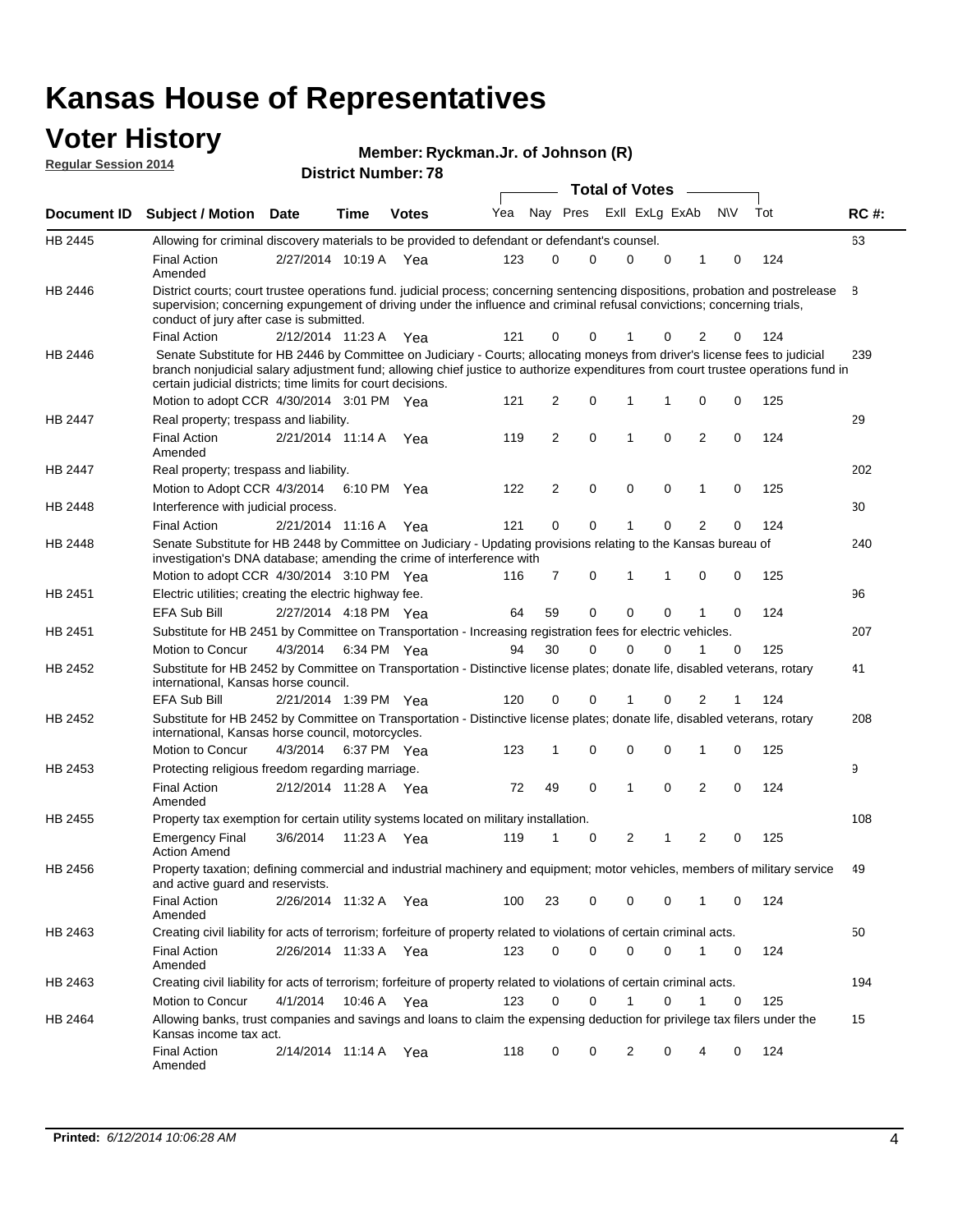# Kansas House of Representatives

## Voter History

**Regular Session 2014**

**Member: Ryckman.Jr. of Johnson (R)**

**District Number: 78**

| Document ID | Subject / Motion | Date | Time | Votes | Yea | Nay | Pres | ExII | ExLg | ExAb | N\V | Tot | RC #: |
|---|---|---|---|---|---|---|---|---|---|---|---|---|---|
| HB 2445 | Allowing for criminal discovery materials to be provided to defendant or defendant's counsel. | | | | | | | | | | | | 63 |
| | Final Action Amended | 2/27/2014 | 10:19 A | Yea | 123 | 0 | 0 | 0 | 0 | 1 | 0 | 124 | |
| HB 2446 | District courts; court trustee operations fund. judicial process; concerning sentencing dispositions, probation and postrelease supervision; concerning expungement of driving under the influence and criminal refusal convictions; concerning trials, conduct of jury after case is submitted. | | | | | | | | | | | | 8 |
| | Final Action | 2/12/2014 | 11:23 A | Yea | 121 | 0 | 0 | 1 | 0 | 2 | 0 | 124 | |
| HB 2446 | Senate Substitute for HB 2446 by Committee on Judiciary - Courts; allocating moneys from driver's license fees to judicial branch nonjudicial salary adjustment fund; allowing chief justice to authorize expenditures from court trustee operations fund in certain judicial districts; time limits for court decisions. | | | | | | | | | | | | 239 |
| | Motion to adopt CCR | 4/30/2014 | 3:01 PM | Yea | 121 | 2 | 0 | 1 | 1 | 0 | 0 | 125 | |
| HB 2447 | Real property; trespass and liability. | | | | | | | | | | | | 29 |
| | Final Action Amended | 2/21/2014 | 11:14 A | Yea | 119 | 2 | 0 | 1 | 0 | 2 | 0 | 124 | |
| HB 2447 | Real property; trespass and liability. | | | | | | | | | | | | 202 |
| | Motion to Adopt CCR | 4/3/2014 | 6:10 PM | Yea | 122 | 2 | 0 | 0 | 0 | 1 | 0 | 125 | |
| HB 2448 | Interference with judicial process. | | | | | | | | | | | | 30 |
| | Final Action | 2/21/2014 | 11:16 A | Yea | 121 | 0 | 0 | 1 | 0 | 2 | 0 | 124 | |
| HB 2448 | Senate Substitute for HB 2448 by Committee on Judiciary - Updating provisions relating to the Kansas bureau of investigation's DNA database; amending the crime of interference with | | | | | | | | | | | | 240 |
| | Motion to adopt CCR | 4/30/2014 | 3:10 PM | Yea | 116 | 7 | 0 | 1 | 1 | 0 | 0 | 125 | |
| HB 2451 | Electric utilities; creating the electric highway fee. | | | | | | | | | | | | 96 |
| | EFA Sub Bill | 2/27/2014 | 4:18 PM | Yea | 64 | 59 | 0 | 0 | 0 | 1 | 0 | 124 | |
| HB 2451 | Substitute for HB 2451 by Committee on Transportation - Increasing registration fees for electric vehicles. | | | | | | | | | | | | 207 |
| | Motion to Concur | 4/3/2014 | 6:34 PM | Yea | 94 | 30 | 0 | 0 | 0 | 1 | 0 | 125 | |
| HB 2452 | Substitute for HB 2452 by Committee on Transportation - Distinctive license plates; donate life, disabled veterans, rotary international, Kansas horse council. | | | | | | | | | | | | 41 |
| | EFA Sub Bill | 2/21/2014 | 1:39 PM | Yea | 120 | 0 | 0 | 1 | 0 | 2 | 1 | 124 | |
| HB 2452 | Substitute for HB 2452 by Committee on Transportation - Distinctive license plates; donate life, disabled veterans, rotary international, Kansas horse council, motorcycles. | | | | | | | | | | | | 208 |
| | Motion to Concur | 4/3/2014 | 6:37 PM | Yea | 123 | 1 | 0 | 0 | 0 | 1 | 0 | 125 | |
| HB 2453 | Protecting religious freedom regarding marriage. | | | | | | | | | | | | 9 |
| | Final Action Amended | 2/12/2014 | 11:28 A | Yea | 72 | 49 | 0 | 1 | 0 | 2 | 0 | 124 | |
| HB 2455 | Property tax exemption for certain utility systems located on military installation. | | | | | | | | | | | | 108 |
| | Emergency Final Action Amend | 3/6/2014 | 11:23 A | Yea | 119 | 1 | 0 | 2 | 1 | 2 | 0 | 125 | |
| HB 2456 | Property taxation; defining commercial and industrial machinery and equipment; motor vehicles, members of military service and active guard and reservists. | | | | | | | | | | | | 49 |
| | Final Action Amended | 2/26/2014 | 11:32 A | Yea | 100 | 23 | 0 | 0 | 0 | 1 | 0 | 124 | |
| HB 2463 | Creating civil liability for acts of terrorism; forfeiture of property related to violations of certain criminal acts. | | | | | | | | | | | | 50 |
| | Final Action Amended | 2/26/2014 | 11:33 A | Yea | 123 | 0 | 0 | 0 | 0 | 1 | 0 | 124 | |
| HB 2463 | Creating civil liability for acts of terrorism; forfeiture of property related to violations of certain criminal acts. | | | | | | | | | | | | 194 |
| | Motion to Concur | 4/1/2014 | 10:46 A | Yea | 123 | 0 | 0 | 1 | 0 | 1 | 0 | 125 | |
| HB 2464 | Allowing banks, trust companies and savings and loans to claim the expensing deduction for privilege tax filers under the Kansas income tax act. | | | | | | | | | | | | 15 |
| | Final Action Amended | 2/14/2014 | 11:14 A | Yea | 118 | 0 | 0 | 2 | 0 | 4 | 0 | 124 | |

**Printed:** *6/12/2014 10:06:28 AM*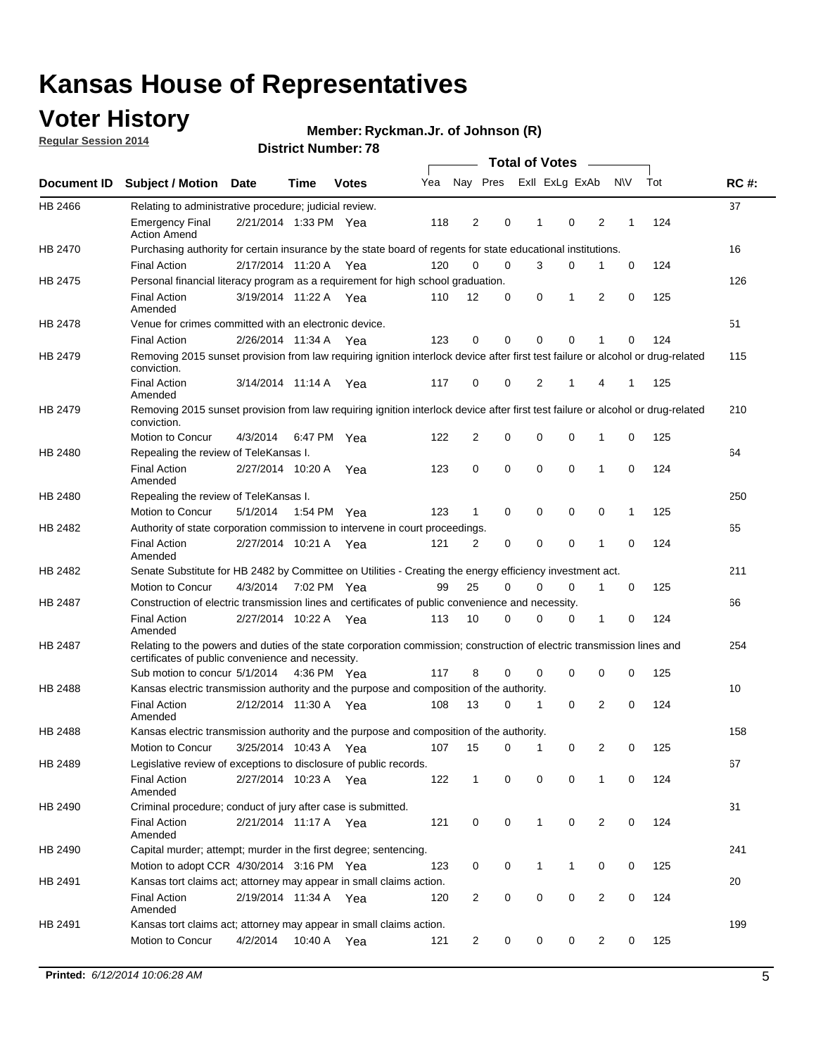# Kansas House of Representatives

## Voter History

**Regular Session 2014**

**Member: Ryckman.Jr. of Johnson (R)**

**District Number: 78**

| Document ID | Subject / Motion | Date | Time | Votes | Yea | Nay | Pres | ExII | ExLg | ExAb | N\V | Tot | RC #: |
|---|---|---|---|---|---|---|---|---|---|---|---|---|---|
| HB 2466 | Relating to administrative procedure; judicial review. | | | | | | | | | | | | 37 |
| | Emergency Final Action Amend | 2/21/2014 | 1:33 PM | Yea | 118 | 2 | 0 | 1 | 0 | 2 | 1 | 124 | |
| HB 2470 | Purchasing authority for certain insurance by the state board of regents for state educational institutions. | | | | | | | | | | | | 16 |
| | Final Action | 2/17/2014 | 11:20 A | Yea | 120 | 0 | 0 | 3 | 0 | 1 | 0 | 124 | |
| HB 2475 | Personal financial literacy program as a requirement for high school graduation. | | | | | | | | | | | | 126 |
| | Final Action Amended | 3/19/2014 | 11:22 A | Yea | 110 | 12 | 0 | 0 | 1 | 2 | 0 | 125 | |
| HB 2478 | Venue for crimes committed with an electronic device. | | | | | | | | | | | | 51 |
| | Final Action | 2/26/2014 | 11:34 A | Yea | 123 | 0 | 0 | 0 | 0 | 1 | 0 | 124 | |
| HB 2479 | Removing 2015 sunset provision from law requiring ignition interlock device after first test failure or alcohol or drug-related conviction. | | | | | | | | | | | | 115 |
| | Final Action Amended | 3/14/2014 | 11:14 A | Yea | 117 | 0 | 0 | 2 | 1 | 4 | 1 | 125 | |
| HB 2479 | Removing 2015 sunset provision from law requiring ignition interlock device after first test failure or alcohol or drug-related conviction. | | | | | | | | | | | | 210 |
| | Motion to Concur | 4/3/2014 | 6:47 PM | Yea | 122 | 2 | 0 | 0 | 0 | 1 | 0 | 125 | |
| HB 2480 | Repealing the review of TeleKansas I. | | | | | | | | | | | | 64 |
| | Final Action Amended | 2/27/2014 | 10:20 A | Yea | 123 | 0 | 0 | 0 | 0 | 1 | 0 | 124 | |
| HB 2480 | Repealing the review of TeleKansas I. | | | | | | | | | | | | 250 |
| | Motion to Concur | 5/1/2014 | 1:54 PM | Yea | 123 | 1 | 0 | 0 | 0 | 0 | 1 | 125 | |
| HB 2482 | Authority of state corporation commission to intervene in court proceedings. | | | | | | | | | | | | 65 |
| | Final Action Amended | 2/27/2014 | 10:21 A | Yea | 121 | 2 | 0 | 0 | 0 | 1 | 0 | 124 | |
| HB 2482 | Senate Substitute for HB 2482 by Committee on Utilities - Creating the energy efficiency investment act. | | | | | | | | | | | | 211 |
| | Motion to Concur | 4/3/2014 | 7:02 PM | Yea | 99 | 25 | 0 | 0 | 0 | 1 | 0 | 125 | |
| HB 2487 | Construction of electric transmission lines and certificates of public convenience and necessity. | | | | | | | | | | | | 66 |
| | Final Action Amended | 2/27/2014 | 10:22 A | Yea | 113 | 10 | 0 | 0 | 0 | 1 | 0 | 124 | |
| HB 2487 | Relating to the powers and duties of the state corporation commission; construction of electric transmission lines and certificates of public convenience and necessity. | | | | | | | | | | | | 254 |
| | Sub motion to concur | 5/1/2014 | 4:36 PM | Yea | 117 | 8 | 0 | 0 | 0 | 0 | 0 | 125 | |
| HB 2488 | Kansas electric transmission authority and the purpose and composition of the authority. | | | | | | | | | | | | 10 |
| | Final Action Amended | 2/12/2014 | 11:30 A | Yea | 108 | 13 | 0 | 1 | 0 | 2 | 0 | 124 | |
| HB 2488 | Kansas electric transmission authority and the purpose and composition of the authority. | | | | | | | | | | | | 158 |
| | Motion to Concur | 3/25/2014 | 10:43 A | Yea | 107 | 15 | 0 | 1 | 0 | 2 | 0 | 125 | |
| HB 2489 | Legislative review of exceptions to disclosure of public records. | | | | | | | | | | | | 67 |
| | Final Action Amended | 2/27/2014 | 10:23 A | Yea | 122 | 1 | 0 | 0 | 0 | 1 | 0 | 124 | |
| HB 2490 | Criminal procedure; conduct of jury after case is submitted. | | | | | | | | | | | | 31 |
| | Final Action Amended | 2/21/2014 | 11:17 A | Yea | 121 | 0 | 0 | 1 | 0 | 2 | 0 | 124 | |
| HB 2490 | Capital murder; attempt; murder in the first degree; sentencing. | | | | | | | | | | | | 241 |
| | Motion to adopt CCR | 4/30/2014 | 3:16 PM | Yea | 123 | 0 | 0 | 1 | 1 | 0 | 0 | 125 | |
| HB 2491 | Kansas tort claims act; attorney may appear in small claims action. | | | | | | | | | | | | 20 |
| | Final Action Amended | 2/19/2014 | 11:34 A | Yea | 120 | 2 | 0 | 0 | 0 | 2 | 0 | 124 | |
| HB 2491 | Kansas tort claims act; attorney may appear in small claims action. | | | | | | | | | | | | 199 |
| | Motion to Concur | 4/2/2014 | 10:40 A | Yea | 121 | 2 | 0 | 0 | 0 | 2 | 0 | 125 | |

**Printed:** *6/12/2014 10:06:28 AM*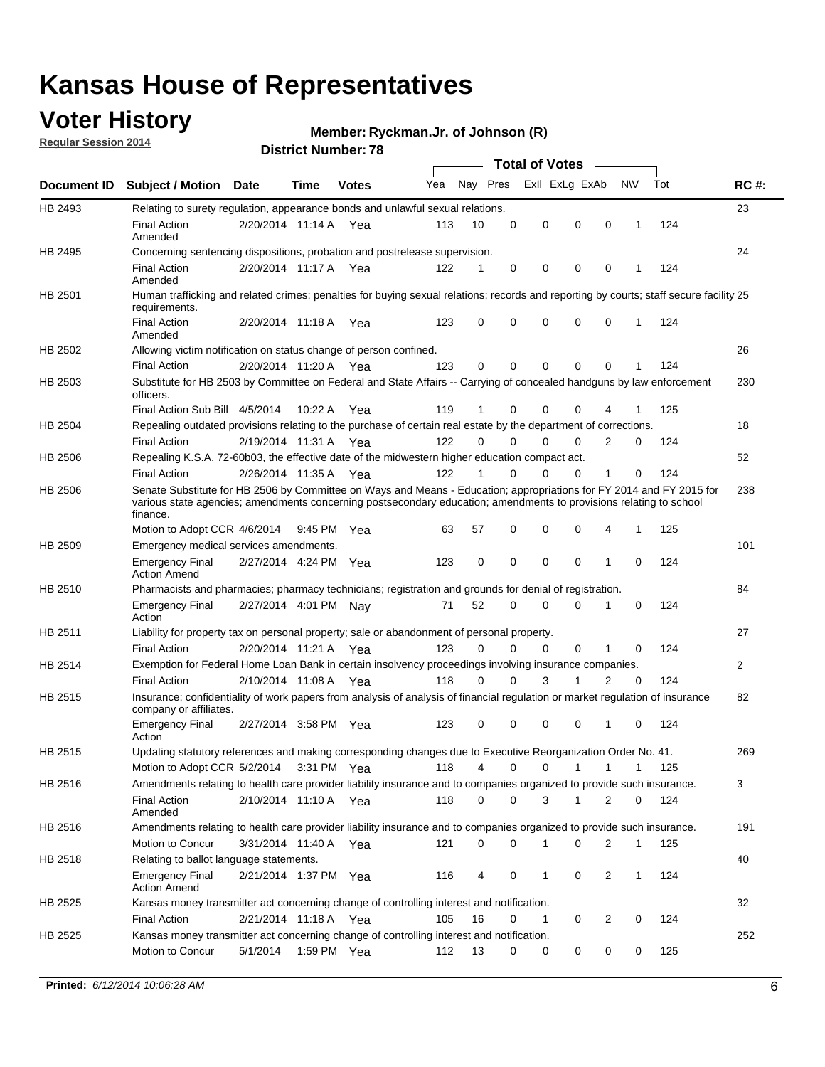# Kansas House of Representatives

## Voter History

**Regular Session 2014**

**Member: Ryckman.Jr. of Johnson (R)**

**District Number: 78**

| Document ID | Subject / Motion | Date | Time | Votes | Yea | Nay | Pres | ExII | ExLg | ExAb | N\V | Tot | RC #: |
|---|---|---|---|---|---|---|---|---|---|---|---|---|---|
| HB 2493 | Relating to surety regulation, appearance bonds and unlawful sexual relations. | | | | | | | | | | | | 23 |
| | Final Action Amended | 2/20/2014 | 11:14 A | Yea | 113 | 10 | 0 | 0 | 0 | 0 | 1 | 124 | |
| HB 2495 | Concerning sentencing dispositions, probation and postrelease supervision. | | | | | | | | | | | | 24 |
| | Final Action Amended | 2/20/2014 | 11:17 A | Yea | 122 | 1 | 0 | 0 | 0 | 0 | 1 | 124 | |
| HB 2501 | Human trafficking and related crimes; penalties for buying sexual relations; records and reporting by courts; staff secure facility requirements. | | | | | | | | | | | | 25 |
| | Final Action Amended | 2/20/2014 | 11:18 A | Yea | 123 | 0 | 0 | 0 | 0 | 0 | 1 | 124 | |
| HB 2502 | Allowing victim notification on status change of person confined. | | | | | | | | | | | | 26 |
| | Final Action | 2/20/2014 | 11:20 A | Yea | 123 | 0 | 0 | 0 | 0 | 0 | 1 | 124 | |
| HB 2503 | Substitute for HB 2503 by Committee on Federal and State Affairs -- Carrying of concealed handguns by law enforcement officers. | | | | | | | | | | | | 230 |
| | Final Action Sub Bill | 4/5/2014 | 10:22 A | Yea | 119 | 1 | 0 | 0 | 0 | 4 | 1 | 125 | |
| HB 2504 | Repealing outdated provisions relating to the purchase of certain real estate by the department of corrections. | | | | | | | | | | | | 18 |
| | Final Action | 2/19/2014 | 11:31 A | Yea | 122 | 0 | 0 | 0 | 0 | 2 | 0 | 124 | |
| HB 2506 | Repealing K.S.A. 72-60b03, the effective date of the midwestern higher education compact act. | | | | | | | | | | | | 52 |
| | Final Action | 2/26/2014 | 11:35 A | Yea | 122 | 1 | 0 | 0 | 0 | 1 | 0 | 124 | |
| HB 2506 | Senate Substitute for HB 2506 by Committee on Ways and Means - Education; appropriations for FY 2014 and FY 2015 for various state agencies; amendments concerning postsecondary education; amendments to provisions relating to school finance. | | | | | | | | | | | | 238 |
| | Motion to Adopt CCR | 4/6/2014 | 9:45 PM | Yea | 63 | 57 | 0 | 0 | 0 | 4 | 1 | 125 | |
| HB 2509 | Emergency medical services amendments. | | | | | | | | | | | | 101 |
| | Emergency Final Action Amend | 2/27/2014 | 4:24 PM | Yea | 123 | 0 | 0 | 0 | 0 | 1 | 0 | 124 | |
| HB 2510 | Pharmacists and pharmacies; pharmacy technicians; registration and grounds for denial of registration. | | | | | | | | | | | | 84 |
| | Emergency Final Action | 2/27/2014 | 4:01 PM | Nay | 71 | 52 | 0 | 0 | 0 | 1 | 0 | 124 | |
| HB 2511 | Liability for property tax on personal property; sale or abandonment of personal property. | | | | | | | | | | | | 27 |
| | Final Action | 2/20/2014 | 11:21 A | Yea | 123 | 0 | 0 | 0 | 0 | 1 | 0 | 124 | |
| HB 2514 | Exemption for Federal Home Loan Bank in certain insolvency proceedings involving insurance companies. | | | | | | | | | | | | 2 |
| | Final Action | 2/10/2014 | 11:08 A | Yea | 118 | 0 | 0 | 3 | 1 | 2 | 0 | 124 | |
| HB 2515 | Insurance; confidentiality of work papers from analysis of analysis of financial regulation or market regulation of insurance company or affiliates. | | | | | | | | | | | | 82 |
| | Emergency Final Action | 2/27/2014 | 3:58 PM | Yea | 123 | 0 | 0 | 0 | 0 | 1 | 0 | 124 | |
| HB 2515 | Updating statutory references and making corresponding changes due to Executive Reorganization Order No. 41. | | | | | | | | | | | | 269 |
| | Motion to Adopt CCR | 5/2/2014 | 3:31 PM | Yea | 118 | 4 | 0 | 0 | 1 | 1 | 1 | 125 | |
| HB 2516 | Amendments relating to health care provider liability insurance and to companies organized to provide such insurance. | | | | | | | | | | | | 3 |
| | Final Action Amended | 2/10/2014 | 11:10 A | Yea | 118 | 0 | 0 | 3 | 1 | 2 | 0 | 124 | |
| HB 2516 | Amendments relating to health care provider liability insurance and to companies organized to provide such insurance. | | | | | | | | | | | | 191 |
| | Motion to Concur | 3/31/2014 | 11:40 A | Yea | 121 | 0 | 0 | 1 | 0 | 2 | 1 | 125 | |
| HB 2518 | Relating to ballot language statements. | | | | | | | | | | | | 40 |
| | Emergency Final Action Amend | 2/21/2014 | 1:37 PM | Yea | 116 | 4 | 0 | 1 | 0 | 2 | 1 | 124 | |
| HB 2525 | Kansas money transmitter act concerning change of controlling interest and notification. | | | | | | | | | | | | 32 |
| | Final Action | 2/21/2014 | 11:18 A | Yea | 105 | 16 | 0 | 1 | 0 | 2 | 0 | 124 | |
| HB 2525 | Kansas money transmitter act concerning change of controlling interest and notification. | | | | | | | | | | | | 252 |
| | Motion to Concur | 5/1/2014 | 1:59 PM | Yea | 112 | 13 | 0 | 0 | 0 | 0 | 0 | 125 | |

**Printed:** *6/12/2014 10:06:28 AM*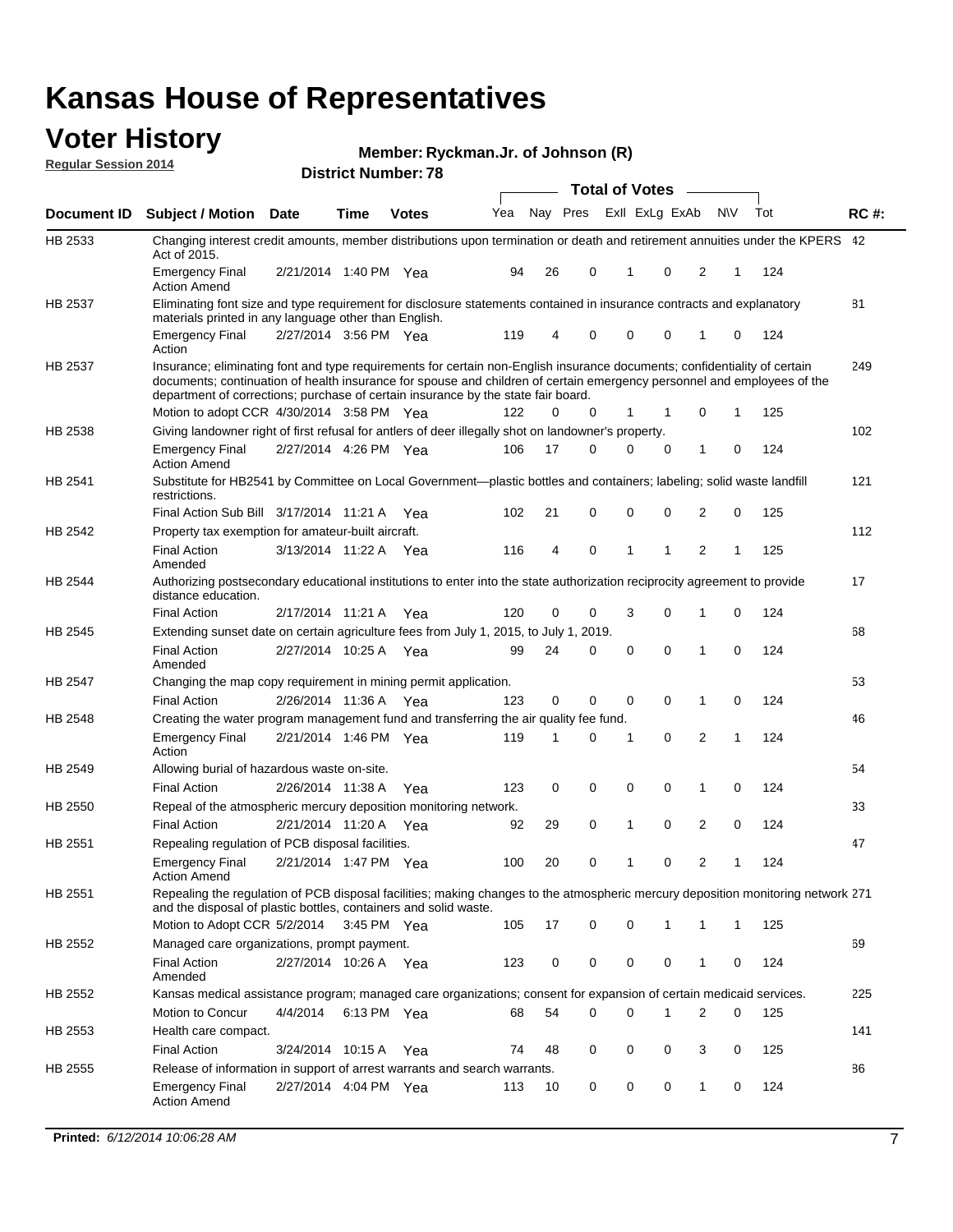# Kansas House of Representatives

## Voter History

**Regular Session 2014**

**Member: Ryckman.Jr. of Johnson (R)**

**District Number: 78**

| Document ID | Subject / Motion | Date | Time | Votes | Yea | Nay | Pres | ExII | ExLg | ExAb | N\V | Tot | RC #: |
|---|---|---|---|---|---|---|---|---|---|---|---|---|---|
| HB 2533 | Changing interest credit amounts, member distributions upon termination or death and retirement annuities under the KPERS Act of 2015. | | | | | | | | | | | | 42 |
| | Emergency Final Action Amend | 2/21/2014 | 1:40 PM | Yea | 94 | 26 | 0 | 1 | 0 | 2 | 1 | 124 | |
| HB 2537 | Eliminating font size and type requirement for disclosure statements contained in insurance contracts and explanatory materials printed in any language other than English. | | | | | | | | | | | | 81 |
| | Emergency Final Action | 2/27/2014 | 3:56 PM | Yea | 119 | 4 | 0 | 0 | 0 | 1 | 0 | 124 | |
| HB 2537 | Insurance; eliminating font and type requirements for certain non-English insurance documents; confidentiality of certain documents; continuation of health insurance for spouse and children of certain emergency personnel and employees of the department of corrections; purchase of certain insurance by the state fair board. | | | | | | | | | | | | 249 |
| | Motion to adopt CCR | 4/30/2014 | 3:58 PM | Yea | 122 | 0 | 0 | 1 | 1 | 0 | 1 | 125 | |
| HB 2538 | Giving landowner right of first refusal for antlers of deer illegally shot on landowner's property. | | | | | | | | | | | | 102 |
| | Emergency Final Action Amend | 2/27/2014 | 4:26 PM | Yea | 106 | 17 | 0 | 0 | 0 | 1 | 0 | 124 | |
| HB 2541 | Substitute for HB2541 by Committee on Local Government—plastic bottles and containers; labeling; solid waste landfill restrictions. | | | | | | | | | | | | 121 |
| | Final Action Sub Bill | 3/17/2014 | 11:21 A | Yea | 102 | 21 | 0 | 0 | 0 | 2 | 0 | 125 | |
| HB 2542 | Property tax exemption for amateur-built aircraft. | | | | | | | | | | | | 112 |
| | Final Action Amended | 3/13/2014 | 11:22 A | Yea | 116 | 4 | 0 | 1 | 1 | 2 | 1 | 125 | |
| HB 2544 | Authorizing postsecondary educational institutions to enter into the state authorization reciprocity agreement to provide distance education. | | | | | | | | | | | | 17 |
| | Final Action | 2/17/2014 | 11:21 A | Yea | 120 | 0 | 0 | 3 | 0 | 1 | 0 | 124 | |
| HB 2545 | Extending sunset date on certain agriculture fees from July 1, 2015, to July 1, 2019. | | | | | | | | | | | | 68 |
| | Final Action Amended | 2/27/2014 | 10:25 A | Yea | 99 | 24 | 0 | 0 | 0 | 1 | 0 | 124 | |
| HB 2547 | Changing the map copy requirement in mining permit application. | | | | | | | | | | | | 53 |
| | Final Action | 2/26/2014 | 11:36 A | Yea | 123 | 0 | 0 | 0 | 0 | 1 | 0 | 124 | |
| HB 2548 | Creating the water program management fund and transferring the air quality fee fund. | | | | | | | | | | | | 46 |
| | Emergency Final Action | 2/21/2014 | 1:46 PM | Yea | 119 | 1 | 0 | 1 | 0 | 2 | 1 | 124 | |
| HB 2549 | Allowing burial of hazardous waste on-site. | | | | | | | | | | | | 54 |
| | Final Action | 2/26/2014 | 11:38 A | Yea | 123 | 0 | 0 | 0 | 0 | 1 | 0 | 124 | |
| HB 2550 | Repeal of the atmospheric mercury deposition monitoring network. | | | | | | | | | | | | 33 |
| | Final Action | 2/21/2014 | 11:20 A | Yea | 92 | 29 | 0 | 1 | 0 | 2 | 0 | 124 | |
| HB 2551 | Repealing regulation of PCB disposal facilities. | | | | | | | | | | | | 47 |
| | Emergency Final Action Amend | 2/21/2014 | 1:47 PM | Yea | 100 | 20 | 0 | 1 | 0 | 2 | 1 | 124 | |
| HB 2551 | Repealing the regulation of PCB disposal facilities; making changes to the atmospheric mercury deposition monitoring network and the disposal of plastic bottles, containers and solid waste. | | | | | | | | | | | | 271 |
| | Motion to Adopt CCR | 5/2/2014 | 3:45 PM | Yea | 105 | 17 | 0 | 0 | 1 | 1 | 1 | 125 | |
| HB 2552 | Managed care organizations, prompt payment. | | | | | | | | | | | | 69 |
| | Final Action Amended | 2/27/2014 | 10:26 A | Yea | 123 | 0 | 0 | 0 | 0 | 1 | 0 | 124 | |
| HB 2552 | Kansas medical assistance program; managed care organizations; consent for expansion of certain medicaid services. | | | | | | | | | | | | 225 |
| | Motion to Concur | 4/4/2014 | 6:13 PM | Yea | 68 | 54 | 0 | 0 | 1 | 2 | 0 | 125 | |
| HB 2553 | Health care compact. | | | | | | | | | | | | 141 |
| | Final Action | 3/24/2014 | 10:15 A | Yea | 74 | 48 | 0 | 0 | 0 | 3 | 0 | 125 | |
| HB 2555 | Release of information in support of arrest warrants and search warrants. | | | | | | | | | | | | 86 |
| | Emergency Final Action Amend | 2/27/2014 | 4:04 PM | Yea | 113 | 10 | 0 | 0 | 0 | 1 | 0 | 124 | |

**Printed:** *6/12/2014 10:06:28 AM*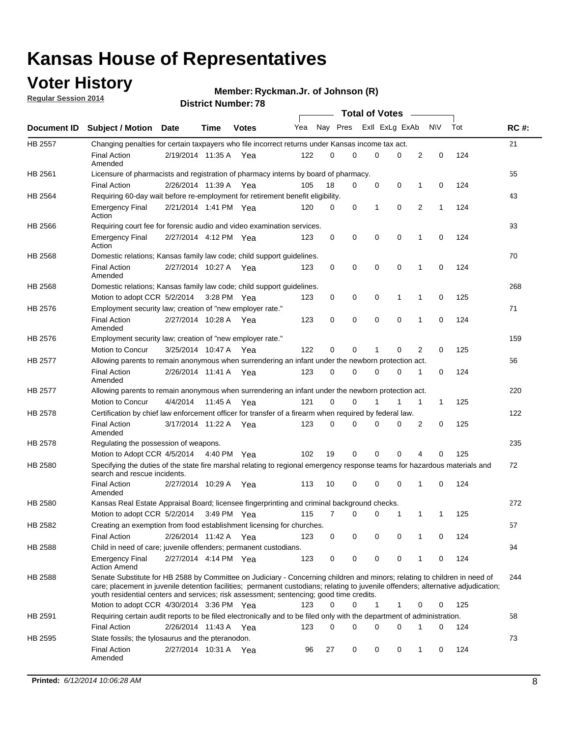# Kansas House of Representatives

## Voter History

**Regular Session 2014**

**Member: Ryckman.Jr. of Johnson (R)**

**District Number: 78**

| Document ID | Subject / Motion | Date | Time | Votes | Yea | Nay | Pres | ExII | ExLg | ExAb | N\V | Tot | RC #: |
|---|---|---|---|---|---|---|---|---|---|---|---|---|---|
| HB 2557 | Changing penalties for certain taxpayers who file incorrect returns under Kansas income tax act. | | | | | | | | | | | | 21 |
| | Final Action Amended | 2/19/2014 | 11:35 A | Yea | 122 | 0 | 0 | 0 | 0 | 2 | 0 | 124 | |
| HB 2561 | Licensure of pharmacists and registration of pharmacy interns by board of pharmacy. | | | | | | | | | | | | 55 |
| | Final Action | 2/26/2014 | 11:39 A | Yea | 105 | 18 | 0 | 0 | 0 | 1 | 0 | 124 | |
| HB 2564 | Requiring 60-day wait before re-employment for retirement benefit eligibility. | | | | | | | | | | | | 43 |
| | Emergency Final Action | 2/21/2014 | 1:41 PM | Yea | 120 | 0 | 0 | 1 | 0 | 2 | 1 | 124 | |
| HB 2566 | Requiring court fee for forensic audio and video examination services. | | | | | | | | | | | | 93 |
| | Emergency Final Action | 2/27/2014 | 4:12 PM | Yea | 123 | 0 | 0 | 0 | 0 | 1 | 0 | 124 | |
| HB 2568 | Domestic relations; Kansas family law code; child support guidelines. | | | | | | | | | | | | 70 |
| | Final Action Amended | 2/27/2014 | 10:27 A | Yea | 123 | 0 | 0 | 0 | 0 | 1 | 0 | 124 | |
| HB 2568 | Domestic relations; Kansas family law code; child support guidelines. | | | | | | | | | | | | 268 |
| | Motion to adopt CCR | 5/2/2014 | 3:28 PM | Yea | 123 | 0 | 0 | 0 | 1 | 1 | 0 | 125 | |
| HB 2576 | Employment security law; creation of "new employer rate." | | | | | | | | | | | | 71 |
| | Final Action Amended | 2/27/2014 | 10:28 A | Yea | 123 | 0 | 0 | 0 | 0 | 1 | 0 | 124 | |
| HB 2576 | Employment security law; creation of "new employer rate." | | | | | | | | | | | | 159 |
| | Motion to Concur | 3/25/2014 | 10:47 A | Yea | 122 | 0 | 0 | 1 | 0 | 2 | 0 | 125 | |
| HB 2577 | Allowing parents to remain anonymous when surrendering an infant under the newborn protection act. | | | | | | | | | | | | 56 |
| | Final Action Amended | 2/26/2014 | 11:41 A | Yea | 123 | 0 | 0 | 0 | 0 | 1 | 0 | 124 | |
| HB 2577 | Allowing parents to remain anonymous when surrendering an infant under the newborn protection act. | | | | | | | | | | | | 220 |
| | Motion to Concur | 4/4/2014 | 11:45 A | Yea | 121 | 0 | 0 | 1 | 1 | 1 | 1 | 125 | |
| HB 2578 | Certification by chief law enforcement officer for transfer of a firearm when required by federal law. | | | | | | | | | | | | 122 |
| | Final Action Amended | 3/17/2014 | 11:22 A | Yea | 123 | 0 | 0 | 0 | 0 | 2 | 0 | 125 | |
| HB 2578 | Regulating the possession of weapons. | | | | | | | | | | | | 235 |
| | Motion to Adopt CCR | 4/5/2014 | 4:40 PM | Yea | 102 | 19 | 0 | 0 | 0 | 4 | 0 | 125 | |
| HB 2580 | Specifying the duties of the state fire marshal relating to regional emergency response teams for hazardous materials and search and rescue incidents. | | | | | | | | | | | | 72 |
| | Final Action Amended | 2/27/2014 | 10:29 A | Yea | 113 | 10 | 0 | 0 | 0 | 1 | 0 | 124 | |
| HB 2580 | Kansas Real Estate Appraisal Board; licensee fingerprinting and criminal background checks. | | | | | | | | | | | | 272 |
| | Motion to adopt CCR | 5/2/2014 | 3:49 PM | Yea | 115 | 7 | 0 | 0 | 1 | 1 | 1 | 125 | |
| HB 2582 | Creating an exemption from food establishment licensing for churches. | | | | | | | | | | | | 57 |
| | Final Action | 2/26/2014 | 11:42 A | Yea | 123 | 0 | 0 | 0 | 0 | 1 | 0 | 124 | |
| HB 2588 | Child in need of care; juvenile offenders; permanent custodians. | | | | | | | | | | | | 94 |
| | Emergency Final Action Amend | 2/27/2014 | 4:14 PM | Yea | 123 | 0 | 0 | 0 | 0 | 1 | 0 | 124 | |
| HB 2588 | Senate Substitute for HB 2588 by Committee on Judiciary - Concerning children and minors; relating to children in need of care; placement in juvenile detention facilities; permanent custodians; relating to juvenile offenders; alternative adjudication; youth residential centers and services; risk assessment; sentencing; good time credits. | | | | | | | | | | | | 244 |
| | Motion to adopt CCR | 4/30/2014 | 3:36 PM | Yea | 123 | 0 | 0 | 1 | 1 | 0 | 0 | 125 | |
| HB 2591 | Requiring certain audit reports to be filed electronically and to be filed only with the department of administration. | | | | | | | | | | | | 58 |
| | Final Action | 2/26/2014 | 11:43 A | Yea | 123 | 0 | 0 | 0 | 0 | 1 | 0 | 124 | |
| HB 2595 | State fossils; the tylosaurus and the pteranodon. | | | | | | | | | | | | 73 |
| | Final Action Amended | 2/27/2014 | 10:31 A | Yea | 96 | 27 | 0 | 0 | 0 | 1 | 0 | 124 | |

**Printed:** *6/12/2014 10:06:28 AM*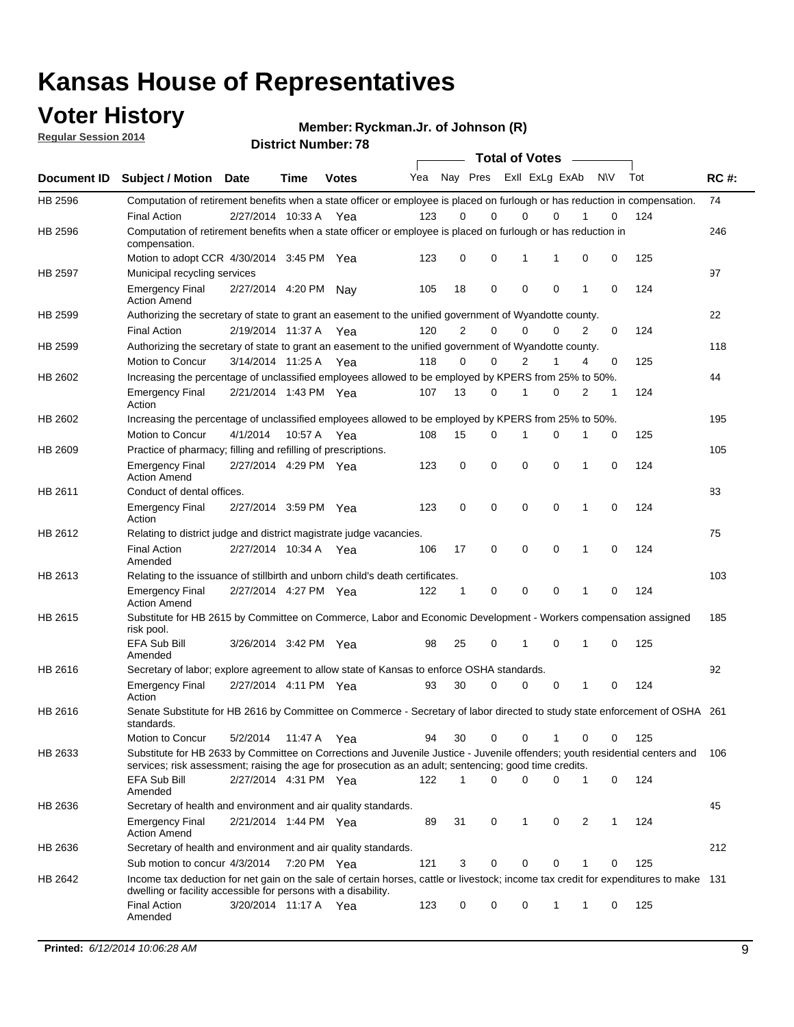# Kansas House of Representatives

## Voter History

**Regular Session 2014**

**Member: Ryckman.Jr. of Johnson (R)**

**District Number: 78**

| Document ID | Subject / Motion | Date | Time | Votes | Yea | Nay | Pres | ExII | ExLg | ExAb | N\V | Tot | RC #: |
|---|---|---|---|---|---|---|---|---|---|---|---|---|---|
| HB 2596 | Computation of retirement benefits when a state officer or employee is placed on furlough or has reduction in compensation. | | | | | | | | | | | | 74 |
| | Final Action | 2/27/2014 | 10:33 A | Yea | 123 | 0 | 0 | 0 | 0 | 1 | 0 | 124 | |
| HB 2596 | Computation of retirement benefits when a state officer or employee is placed on furlough or has reduction in compensation. | | | | | | | | | | | | 246 |
| | Motion to adopt CCR | 4/30/2014 | 3:45 PM | Yea | 123 | 0 | 0 | 1 | 1 | 0 | 0 | 125 | |
| HB 2597 | Municipal recycling services | | | | | | | | | | | | 97 |
| | Emergency Final Action Amend | 2/27/2014 | 4:20 PM | Nay | 105 | 18 | 0 | 0 | 0 | 1 | 0 | 124 | |
| HB 2599 | Authorizing the secretary of state to grant an easement to the unified government of Wyandotte county. | | | | | | | | | | | | 22 |
| | Final Action | 2/19/2014 | 11:37 A | Yea | 120 | 2 | 0 | 0 | 0 | 2 | 0 | 124 | |
| HB 2599 | Authorizing the secretary of state to grant an easement to the unified government of Wyandotte county. | | | | | | | | | | | | 118 |
| | Motion to Concur | 3/14/2014 | 11:25 A | Yea | 118 | 0 | 0 | 2 | 1 | 4 | 0 | 125 | |
| HB 2602 | Increasing the percentage of unclassified employees allowed to be employed by KPERS from 25% to 50%. | | | | | | | | | | | | 44 |
| | Emergency Final Action | 2/21/2014 | 1:43 PM | Yea | 107 | 13 | 0 | 1 | 0 | 2 | 1 | 124 | |
| HB 2602 | Increasing the percentage of unclassified employees allowed to be employed by KPERS from 25% to 50%. | | | | | | | | | | | | 195 |
| | Motion to Concur | 4/1/2014 | 10:57 A | Yea | 108 | 15 | 0 | 1 | 0 | 1 | 0 | 125 | |
| HB 2609 | Practice of pharmacy; filling and refilling of prescriptions. | | | | | | | | | | | | 105 |
| | Emergency Final Action Amend | 2/27/2014 | 4:29 PM | Yea | 123 | 0 | 0 | 0 | 0 | 1 | 0 | 124 | |
| HB 2611 | Conduct of dental offices. | | | | | | | | | | | | 83 |
| | Emergency Final Action | 2/27/2014 | 3:59 PM | Yea | 123 | 0 | 0 | 0 | 0 | 1 | 0 | 124 | |
| HB 2612 | Relating to district judge and district magistrate judge vacancies. | | | | | | | | | | | | 75 |
| | Final Action Amended | 2/27/2014 | 10:34 A | Yea | 106 | 17 | 0 | 0 | 0 | 1 | 0 | 124 | |
| HB 2613 | Relating to the issuance of stillbirth and unborn child's death certificates. | | | | | | | | | | | | 103 |
| | Emergency Final Action Amend | 2/27/2014 | 4:27 PM | Yea | 122 | 1 | 0 | 0 | 0 | 1 | 0 | 124 | |
| HB 2615 | Substitute for HB 2615 by Committee on Commerce, Labor and Economic Development - Workers compensation assigned risk pool. | | | | | | | | | | | | 185 |
| | EFA Sub Bill Amended | 3/26/2014 | 3:42 PM | Yea | 98 | 25 | 0 | 1 | 0 | 1 | 0 | 125 | |
| HB 2616 | Secretary of labor; explore agreement to allow state of Kansas to enforce OSHA standards. | | | | | | | | | | | | 92 |
| | Emergency Final Action | 2/27/2014 | 4:11 PM | Yea | 93 | 30 | 0 | 0 | 0 | 1 | 0 | 124 | |
| HB 2616 | Senate Substitute for HB 2616 by Committee on Commerce - Secretary of labor directed to study state enforcement of OSHA standards. | | | | | | | | | | | | 261 |
| | Motion to Concur | 5/2/2014 | 11:47 A | Yea | 94 | 30 | 0 | 0 | 1 | 0 | 0 | 125 | |
| HB 2633 | Substitute for HB 2633 by Committee on Corrections and Juvenile Justice - Juvenile offenders; youth residential centers and services; risk assessment; raising the age for prosecution as an adult; sentencing; good time credits. | | | | | | | | | | | | 106 |
| | EFA Sub Bill Amended | 2/27/2014 | 4:31 PM | Yea | 122 | 1 | 0 | 0 | 0 | 1 | 0 | 124 | |
| HB 2636 | Secretary of health and environment and air quality standards. | | | | | | | | | | | | 45 |
| | Emergency Final Action Amend | 2/21/2014 | 1:44 PM | Yea | 89 | 31 | 0 | 1 | 0 | 2 | 1 | 124 | |
| HB 2636 | Secretary of health and environment and air quality standards. | | | | | | | | | | | | 212 |
| | Sub motion to concur | 4/3/2014 | 7:20 PM | Yea | 121 | 3 | 0 | 0 | 0 | 1 | 0 | 125 | |
| HB 2642 | Income tax deduction for net gain on the sale of certain horses, cattle or livestock; income tax credit for expenditures to make dwelling or facility accessible for persons with a disability. | | | | | | | | | | | | 131 |
| | Final Action Amended | 3/20/2014 | 11:17 A | Yea | 123 | 0 | 0 | 0 | 1 | 1 | 0 | 125 | |

**Printed:** *6/12/2014 10:06:28 AM*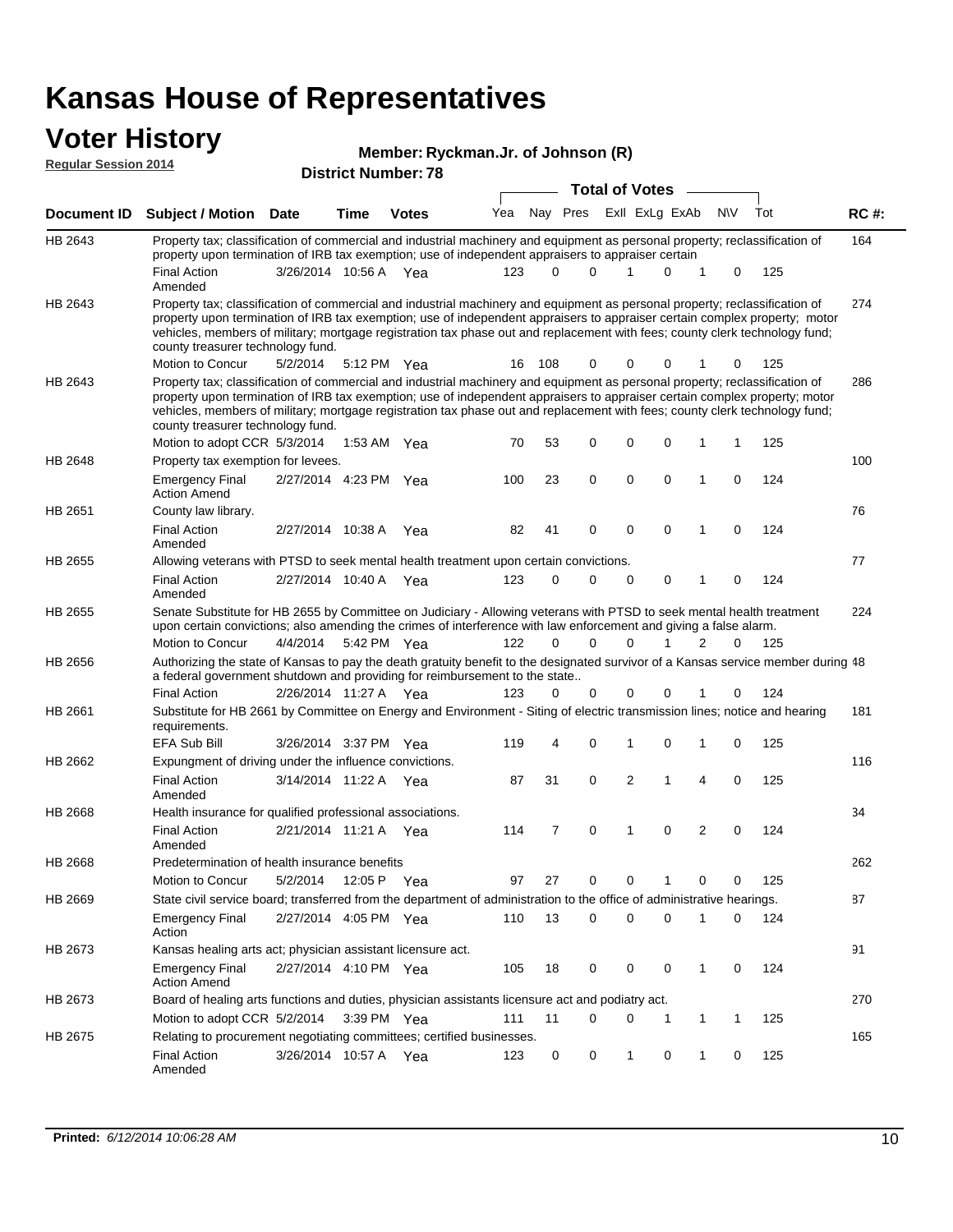# Kansas House of Representatives

## Voter History

**Regular Session 2014**

**Member: Ryckman.Jr. of Johnson (R)**

**District Number: 78**

| Document ID | Subject / Motion | Date | Time | Votes | Yea | Nay | Pres | ExII | ExLg | ExAb | N\V | Tot | RC #: |
|---|---|---|---|---|---|---|---|---|---|---|---|---|---|
| HB 2643 | Property tax; classification of commercial and industrial machinery and equipment as personal property; reclassification of property upon termination of IRB tax exemption; use of independent appraisers to appraiser certain | | | | | | | | | | | | 164 |
| | Final Action Amended | 3/26/2014 | 10:56 A | Yea | 123 | 0 | 0 | 1 | 0 | 1 | 0 | 125 | |
| HB 2643 | Property tax; classification of commercial and industrial machinery and equipment as personal property; reclassification of property upon termination of IRB tax exemption; use of independent appraisers to appraiser certain complex property; motor vehicles, members of military; mortgage registration tax phase out and replacement with fees; county clerk technology fund; county treasurer technology fund. | | | | | | | | | | | | 274 |
| | Motion to Concur | 5/2/2014 | 5:12 PM | Yea | 16 | 108 | 0 | 0 | 0 | 1 | 0 | 125 | |
| HB 2643 | Property tax; classification of commercial and industrial machinery and equipment as personal property; reclassification of property upon termination of IRB tax exemption; use of independent appraisers to appraiser certain complex property; motor vehicles, members of military; mortgage registration tax phase out and replacement with fees; county clerk technology fund; county treasurer technology fund. | | | | | | | | | | | | 286 |
| | Motion to adopt CCR | 5/3/2014 | 1:53 AM | Yea | 70 | 53 | 0 | 0 | 0 | 1 | 1 | 125 | |
| HB 2648 | Property tax exemption for levees. | | | | | | | | | | | | 100 |
| | Emergency Final Action Amend | 2/27/2014 | 4:23 PM | Yea | 100 | 23 | 0 | 0 | 0 | 1 | 0 | 124 | |
| HB 2651 | County law library. | | | | | | | | | | | | 76 |
| | Final Action Amended | 2/27/2014 | 10:38 A | Yea | 82 | 41 | 0 | 0 | 0 | 1 | 0 | 124 | |
| HB 2655 | Allowing veterans with PTSD to seek mental health treatment upon certain convictions. | | | | | | | | | | | | 77 |
| | Final Action Amended | 2/27/2014 | 10:40 A | Yea | 123 | 0 | 0 | 0 | 0 | 1 | 0 | 124 | |
| HB 2655 | Senate Substitute for HB 2655 by Committee on Judiciary - Allowing veterans with PTSD to seek mental health treatment upon certain convictions; also amending the crimes of interference with law enforcement and giving a false alarm. | | | | | | | | | | | | 224 |
| | Motion to Concur | 4/4/2014 | 5:42 PM | Yea | 122 | 0 | 0 | 0 | 1 | 2 | 0 | 125 | |
| HB 2656 | Authorizing the state of Kansas to pay the death gratuity benefit to the designated survivor of a Kansas service member during a federal government shutdown and providing for reimbursement to the state.. | | | | | | | | | | | | 48 |
| | Final Action | 2/26/2014 | 11:27 A | Yea | 123 | 0 | 0 | 0 | 0 | 1 | 0 | 124 | |
| HB 2661 | Substitute for HB 2661 by Committee on Energy and Environment - Siting of electric transmission lines; notice and hearing requirements. | | | | | | | | | | | | 181 |
| | EFA Sub Bill | 3/26/2014 | 3:37 PM | Yea | 119 | 4 | 0 | 1 | 0 | 1 | 0 | 125 | |
| HB 2662 | Expungment of driving under the influence convictions. | | | | | | | | | | | | 116 |
| | Final Action Amended | 3/14/2014 | 11:22 A | Yea | 87 | 31 | 0 | 2 | 1 | 4 | 0 | 125 | |
| HB 2668 | Health insurance for qualified professional associations. | | | | | | | | | | | | 34 |
| | Final Action Amended | 2/21/2014 | 11:21 A | Yea | 114 | 7 | 0 | 1 | 0 | 2 | 0 | 124 | |
| HB 2668 | Predetermination of health insurance benefits | | | | | | | | | | | | 262 |
| | Motion to Concur | 5/2/2014 | 12:05 P | Yea | 97 | 27 | 0 | 0 | 1 | 0 | 0 | 125 | |
| HB 2669 | State civil service board; transferred from the department of administration to the office of administrative hearings. | | | | | | | | | | | | 87 |
| | Emergency Final Action | 2/27/2014 | 4:05 PM | Yea | 110 | 13 | 0 | 0 | 0 | 1 | 0 | 124 | |
| HB 2673 | Kansas healing arts act; physician assistant licensure act. | | | | | | | | | | | | 91 |
| | Emergency Final Action Amend | 2/27/2014 | 4:10 PM | Yea | 105 | 18 | 0 | 0 | 0 | 1 | 0 | 124 | |
| HB 2673 | Board of healing arts functions and duties, physician assistants licensure act and podiatry act. | | | | | | | | | | | | 270 |
| | Motion to adopt CCR | 5/2/2014 | 3:39 PM | Yea | 111 | 11 | 0 | 0 | 1 | 1 | 1 | 125 | |
| HB 2675 | Relating to procurement negotiating committees; certified businesses. | | | | | | | | | | | | 165 |
| | Final Action Amended | 3/26/2014 | 10:57 A | Yea | 123 | 0 | 0 | 1 | 0 | 1 | 0 | 125 | |

**Printed:** *6/12/2014 10:06:28 AM*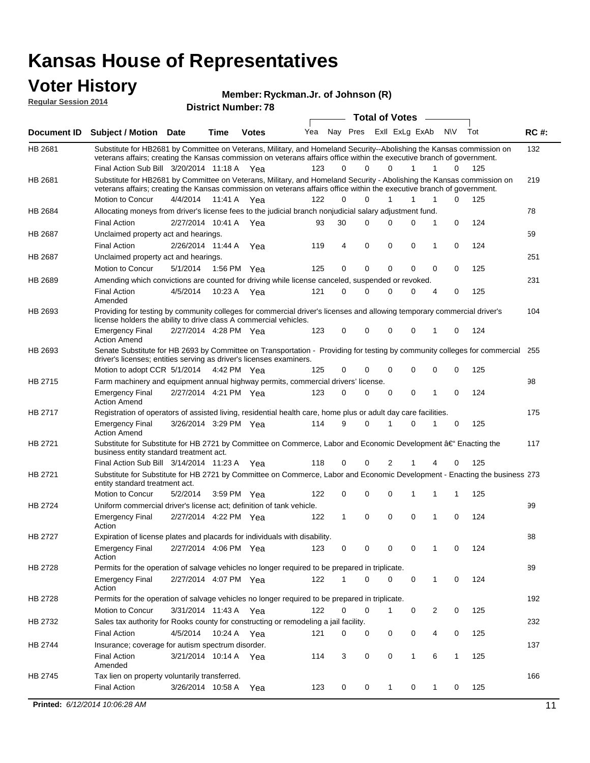# Kansas House of Representatives

## Voter History

**Regular Session 2014**

**Member: Ryckman.Jr. of Johnson (R)**

**District Number: 78**

| Document ID | Subject / Motion | Date | Time | Votes | Yea | Nay | Pres | ExII | ExLg | ExAb | N\V | Tot | RC #: |
|---|---|---|---|---|---|---|---|---|---|---|---|---|---|
| HB 2681 | Substitute for HB2681 by Committee on Veterans, Military, and Homeland Security--Abolishing the Kansas commission on veterans affairs; creating the Kansas commission on veterans affairs office within the executive branch of government. | | | | | | | | | | | | 132 |
| | Final Action Sub Bill | 3/20/2014 | 11:18 A | Yea | 123 | 0 | 0 | 0 | 1 | 1 | 0 | 125 | |
| HB 2681 | Substitute for HB2681 by Committee on Veterans, Military, and Homeland Security - Abolishing the Kansas commission on veterans affairs; creating the Kansas commission on veterans affairs office within the executive branch of government. | | | | | | | | | | | | 219 |
| | Motion to Concur | 4/4/2014 | 11:41 A | Yea | 122 | 0 | 0 | 1 | 1 | 1 | 0 | 125 | |
| HB 2684 | Allocating moneys from driver's license fees to the judicial branch nonjudicial salary adjustment fund. | | | | | | | | | | | | 78 |
| | Final Action | 2/27/2014 | 10:41 A | Yea | 93 | 30 | 0 | 0 | 0 | 1 | 0 | 124 | |
| HB 2687 | Unclaimed property act and hearings. | | | | | | | | | | | | 59 |
| | Final Action | 2/26/2014 | 11:44 A | Yea | 119 | 4 | 0 | 0 | 0 | 1 | 0 | 124 | |
| HB 2687 | Unclaimed property act and hearings. | | | | | | | | | | | | 251 |
| | Motion to Concur | 5/1/2014 | 1:56 PM | Yea | 125 | 0 | 0 | 0 | 0 | 0 | 0 | 125 | |
| HB 2689 | Amending which convictions are counted for driving while license canceled, suspended or revoked. | | | | | | | | | | | | 231 |
| | Final Action Amended | 4/5/2014 | 10:23 A | Yea | 121 | 0 | 0 | 0 | 0 | 4 | 0 | 125 | |
| HB 2693 | Providing for testing by community colleges for commercial driver's licenses and allowing temporary commercial driver's license holders the ability to drive class A commercial vehicles. | | | | | | | | | | | | 104 |
| | Emergency Final Action Amend | 2/27/2014 | 4:28 PM | Yea | 123 | 0 | 0 | 0 | 0 | 1 | 0 | 124 | |
| HB 2693 | Senate Substitute for HB 2693 by Committee on Transportation - Providing for testing by community colleges for commercial driver's licenses; entities serving as driver's licenses examiners. | | | | | | | | | | | | 255 |
| | Motion to adopt CCR | 5/1/2014 | 4:42 PM | Yea | 125 | 0 | 0 | 0 | 0 | 0 | 0 | 125 | |
| HB 2715 | Farm machinery and equipment annual highway permits, commercial drivers' license. | | | | | | | | | | | | 98 |
| | Emergency Final Action Amend | 2/27/2014 | 4:21 PM | Yea | 123 | 0 | 0 | 0 | 0 | 1 | 0 | 124 | |
| HB 2717 | Registration of operators of assisted living, residential health care, home plus or adult day care facilities. | | | | | | | | | | | | 175 |
| | Emergency Final Action Amend | 3/26/2014 | 3:29 PM | Yea | 114 | 9 | 0 | 1 | 0 | 1 | 0 | 125 | |
| HB 2721 | Substitute for Substitute for HB 2721 by Committee on Commerce, Labor and Economic Development â€" Enacting the business entity standard treatment act. | | | | | | | | | | | | 117 |
| | Final Action Sub Bill | 3/14/2014 | 11:23 A | Yea | 118 | 0 | 0 | 2 | 1 | 4 | 0 | 125 | |
| HB 2721 | Substitute for Substitute for HB 2721 by Committee on Commerce, Labor and Economic Development - Enacting the business entity standard treatment act. | | | | | | | | | | | | 273 |
| | Motion to Concur | 5/2/2014 | 3:59 PM | Yea | 122 | 0 | 0 | 0 | 1 | 1 | 1 | 125 | |
| HB 2724 | Uniform commercial driver's license act; definition of tank vehicle. | | | | | | | | | | | | 99 |
| | Emergency Final Action | 2/27/2014 | 4:22 PM | Yea | 122 | 1 | 0 | 0 | 0 | 1 | 0 | 124 | |
| HB 2727 | Expiration of license plates and placards for individuals with disability. | | | | | | | | | | | | 88 |
| | Emergency Final Action | 2/27/2014 | 4:06 PM | Yea | 123 | 0 | 0 | 0 | 0 | 1 | 0 | 124 | |
| HB 2728 | Permits for the operation of salvage vehicles no longer required to be prepared in triplicate. | | | | | | | | | | | | 89 |
| | Emergency Final Action | 2/27/2014 | 4:07 PM | Yea | 122 | 1 | 0 | 0 | 0 | 1 | 0 | 124 | |
| HB 2728 | Permits for the operation of salvage vehicles no longer required to be prepared in triplicate. | | | | | | | | | | | | 192 |
| | Motion to Concur | 3/31/2014 | 11:43 A | Yea | 122 | 0 | 0 | 1 | 0 | 2 | 0 | 125 | |
| HB 2732 | Sales tax authority for Rooks county for constructing or remodeling a jail facility. | | | | | | | | | | | | 232 |
| | Final Action | 4/5/2014 | 10:24 A | Yea | 121 | 0 | 0 | 0 | 0 | 4 | 0 | 125 | |
| HB 2744 | Insurance; coverage for autism spectrum disorder. | | | | | | | | | | | | 137 |
| | Final Action Amended | 3/21/2014 | 10:14 A | Yea | 114 | 3 | 0 | 0 | 1 | 6 | 1 | 125 | |
| HB 2745 | Tax lien on property voluntarily transferred. | | | | | | | | | | | | 166 |
| | Final Action | 3/26/2014 | 10:58 A | Yea | 123 | 0 | 0 | 1 | 0 | 1 | 0 | 125 | |

**Printed:** *6/12/2014 10:06:28 AM*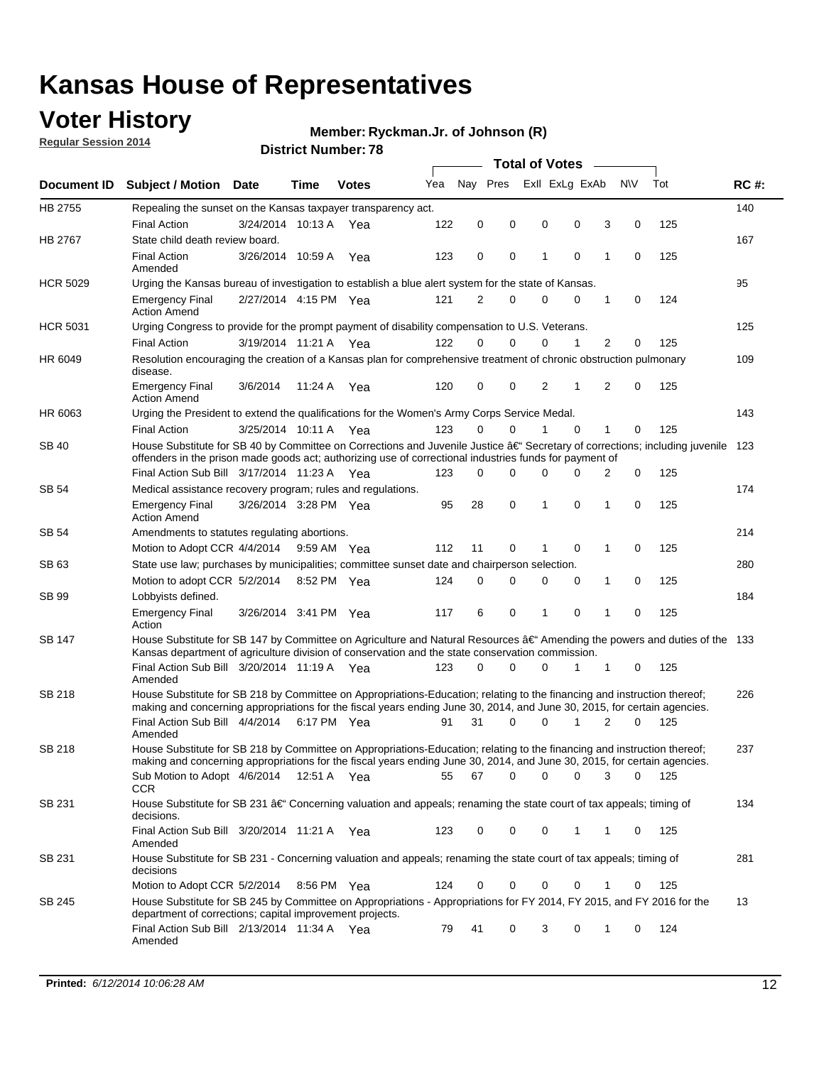# Kansas House of Representatives

## Voter History

**Regular Session 2014**

**Member: Ryckman.Jr. of Johnson (R)**

**District Number: 78**

| Document ID | Subject / Motion | Date | Time | Votes | Yea | Nay | Pres | ExII | ExLg | ExAb | N\V | Tot | RC #: |
|---|---|---|---|---|---|---|---|---|---|---|---|---|---|
| HB 2755 | Repealing the sunset on the Kansas taxpayer transparency act. | | | | | | | | | | | | 140 |
| | Final Action | 3/24/2014 | 10:13 A | Yea | 122 | 0 | 0 | 0 | 0 | 3 | 0 | 125 | |
| HB 2767 | State child death review board. | | | | | | | | | | | | 167 |
| | Final Action Amended | 3/26/2014 | 10:59 A | Yea | 123 | 0 | 0 | 1 | 0 | 1 | 0 | 125 | |
| HCR 5029 | Urging the Kansas bureau of investigation to establish a blue alert system for the state of Kansas. | | | | | | | | | | | | 95 |
| | Emergency Final Action Amend | 2/27/2014 | 4:15 PM | Yea | 121 | 2 | 0 | 0 | 0 | 1 | 0 | 124 | |
| HCR 5031 | Urging Congress to provide for the prompt payment of disability compensation to U.S. Veterans. | | | | | | | | | | | | 125 |
| | Final Action | 3/19/2014 | 11:21 A | Yea | 122 | 0 | 0 | 0 | 1 | 2 | 0 | 125 | |
| HR 6049 | Resolution encouraging the creation of a Kansas plan for comprehensive treatment of chronic obstruction pulmonary disease. | | | | | | | | | | | | 109 |
| | Emergency Final Action Amend | 3/6/2014 | 11:24 A | Yea | 120 | 0 | 0 | 2 | 1 | 2 | 0 | 125 | |
| HR 6063 | Urging the President to extend the qualifications for the Women's Army Corps Service Medal. | | | | | | | | | | | | 143 |
| | Final Action | 3/25/2014 | 10:11 A | Yea | 123 | 0 | 0 | 1 | 0 | 1 | 0 | 125 | |
| SB 40 | House Substitute for SB 40 by Committee on Corrections and Juvenile Justice â€“ Secretary of corrections; including juvenile offenders in the prison made goods act; authorizing use of correctional industries funds for payment of | | | | | | | | | | | | 123 |
| | Final Action Sub Bill | 3/17/2014 | 11:23 A | Yea | 123 | 0 | 0 | 0 | 0 | 2 | 0 | 125 | |
| SB 54 | Medical assistance recovery program; rules and regulations. | | | | | | | | | | | | 174 |
| | Emergency Final Action Amend | 3/26/2014 | 3:28 PM | Yea | 95 | 28 | 0 | 1 | 0 | 1 | 0 | 125 | |
| SB 54 | Amendments to statutes regulating abortions. | | | | | | | | | | | | 214 |
| | Motion to Adopt CCR | 4/4/2014 | 9:59 AM | Yea | 112 | 11 | 0 | 1 | 0 | 1 | 0 | 125 | |
| SB 63 | State use law; purchases by municipalities; committee sunset date and chairperson selection. | | | | | | | | | | | | 280 |
| | Motion to adopt CCR | 5/2/2014 | 8:52 PM | Yea | 124 | 0 | 0 | 0 | 0 | 1 | 0 | 125 | |
| SB 99 | Lobbyists defined. | | | | | | | | | | | | 184 |
| | Emergency Final Action | 3/26/2014 | 3:41 PM | Yea | 117 | 6 | 0 | 1 | 0 | 1 | 0 | 125 | |
| SB 147 | House Substitute for SB 147 by Committee on Agriculture and Natural Resources â€“ Amending the powers and duties of the Kansas department of agriculture division of conservation and the state conservation commission. | | | | | | | | | | | | 133 |
| | Final Action Sub Bill Amended | 3/20/2014 | 11:19 A | Yea | 123 | 0 | 0 | 0 | 1 | 1 | 0 | 125 | |
| SB 218 | House Substitute for SB 218 by Committee on Appropriations-Education; relating to the financing and instruction thereof; making and concerning appropriations for the fiscal years ending June 30, 2014, and June 30, 2015, for certain agencies. | | | | | | | | | | | | 226 |
| | Final Action Sub Bill Amended | 4/4/2014 | 6:17 PM | Yea | 91 | 31 | 0 | 0 | 1 | 2 | 0 | 125 | |
| SB 218 | House Substitute for SB 218 by Committee on Appropriations-Education; relating to the financing and instruction thereof; making and concerning appropriations for the fiscal years ending June 30, 2014, and June 30, 2015, for certain agencies. | | | | | | | | | | | | 237 |
| | Sub Motion to Adopt CCR | 4/6/2014 | 12:51 A | Yea | 55 | 67 | 0 | 0 | 0 | 3 | 0 | 125 | |
| SB 231 | House Substitute for SB 231 â€“ Concerning valuation and appeals; renaming the state court of tax appeals; timing of decisions. | | | | | | | | | | | | 134 |
| | Final Action Sub Bill Amended | 3/20/2014 | 11:21 A | Yea | 123 | 0 | 0 | 0 | 1 | 1 | 0 | 125 | |
| SB 231 | House Substitute for SB 231 - Concerning valuation and appeals; renaming the state court of tax appeals; timing of decisions | | | | | | | | | | | | 281 |
| | Motion to Adopt CCR | 5/2/2014 | 8:56 PM | Yea | 124 | 0 | 0 | 0 | 0 | 1 | 0 | 125 | |
| SB 245 | House Substitute for SB 245 by Committee on Appropriations - Appropriations for FY 2014, FY 2015, and FY 2016 for the department of corrections; capital improvement projects. | | | | | | | | | | | | 13 |
| | Final Action Sub Bill Amended | 2/13/2014 | 11:34 A | Yea | 79 | 41 | 0 | 3 | 0 | 1 | 0 | 124 | |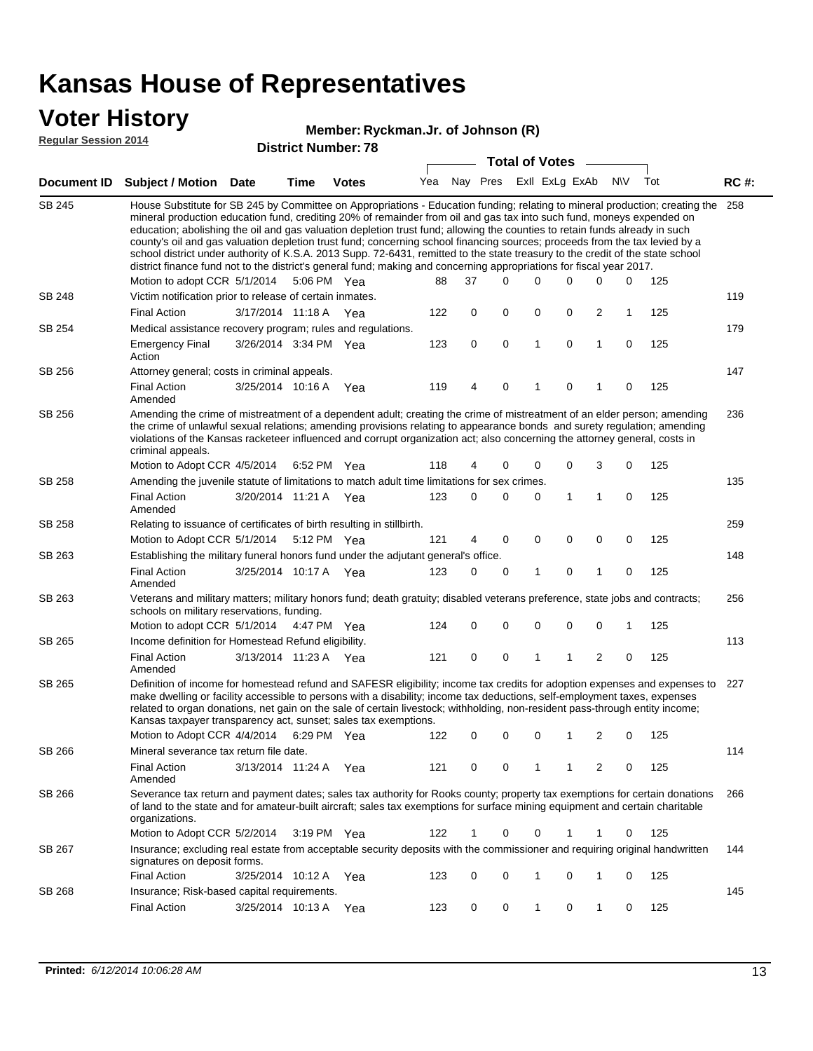# Kansas House of Representatives

## Voter History

**Regular Session 2014**

**Member: Ryckman.Jr. of Johnson (R)**

**District Number: 78**

| Document ID | Subject / Motion | Date | Time | Votes | Yea | Nay | Pres | ExlI | ExLg | ExAb | N\V | Tot | RC #: |
|---|---|---|---|---|---|---|---|---|---|---|---|---|---|
| SB 245 | House Substitute for SB 245 by Committee on Appropriations - Education funding; relating to mineral production; creating the mineral production education fund, crediting 20% of remainder from oil and gas tax into such fund, moneys expended on education; abolishing the oil and gas valuation depletion trust fund; allowing the counties to retain funds already in such county's oil and gas valuation depletion trust fund; concerning school financing sources; proceeds from the tax levied by a school district under authority of K.S.A. 2013 Supp. 72-6431, remitted to the state treasury to the credit of the state school district finance fund not to the district's general fund; making and concerning appropriations for fiscal year 2017. | | | | | | | | | | | | 258 |
| | Motion to adopt CCR | 5/1/2014 | 5:06 PM | Yea | 88 | 37 | 0 | 0 | 0 | 0 | 0 | 125 | |
| SB 248 | Victim notification prior to release of certain inmates. | | | | | | | | | | | | 119 |
| | Final Action | 3/17/2014 | 11:18 A | Yea | 122 | 0 | 0 | 0 | 0 | 2 | 1 | 125 | |
| SB 254 | Medical assistance recovery program; rules and regulations. | | | | | | | | | | | | 179 |
| | Emergency Final Action | 3/26/2014 | 3:34 PM | Yea | 123 | 0 | 0 | 1 | 0 | 1 | 0 | 125 | |
| SB 256 | Attorney general; costs in criminal appeals. | | | | | | | | | | | | 147 |
| | Final Action Amended | 3/25/2014 | 10:16 A | Yea | 119 | 4 | 0 | 1 | 0 | 1 | 0 | 125 | |
| SB 256 | Amending the crime of mistreatment of a dependent adult; creating the crime of mistreatment of an elder person; amending the crime of unlawful sexual relations; amending provisions relating to appearance bonds and surety regulation; amending violations of the Kansas racketeer influenced and corrupt organization act; also concerning the attorney general, costs in criminal appeals. | | | | | | | | | | | | 236 |
| | Motion to Adopt CCR | 4/5/2014 | 6:52 PM | Yea | 118 | 4 | 0 | 0 | 0 | 3 | 0 | 125 | |
| SB 258 | Amending the juvenile statute of limitations to match adult time limitations for sex crimes. | | | | | | | | | | | | 135 |
| | Final Action Amended | 3/20/2014 | 11:21 A | Yea | 123 | 0 | 0 | 0 | 1 | 1 | 0 | 125 | |
| SB 258 | Relating to issuance of certificates of birth resulting in stillbirth. | | | | | | | | | | | | 259 |
| | Motion to Adopt CCR | 5/1/2014 | 5:12 PM | Yea | 121 | 4 | 0 | 0 | 0 | 0 | 0 | 125 | |
| SB 263 | Establishing the military funeral honors fund under the adjutant general's office. | | | | | | | | | | | | 148 |
| | Final Action Amended | 3/25/2014 | 10:17 A | Yea | 123 | 0 | 0 | 1 | 0 | 1 | 0 | 125 | |
| SB 263 | Veterans and military matters; military honors fund; death gratuity; disabled veterans preference, state jobs and contracts; schools on military reservations, funding. | | | | | | | | | | | | 256 |
| | Motion to adopt CCR | 5/1/2014 | 4:47 PM | Yea | 124 | 0 | 0 | 0 | 0 | 0 | 1 | 125 | |
| SB 265 | Income definition for Homestead Refund eligibility. | | | | | | | | | | | | 113 |
| | Final Action Amended | 3/13/2014 | 11:23 A | Yea | 121 | 0 | 0 | 1 | 1 | 2 | 0 | 125 | |
| SB 265 | Definition of income for homestead refund and SAFESR eligibility; income tax credits for adoption expenses and expenses to make dwelling or facility accessible to persons with a disability; income tax deductions, self-employment taxes, expenses related to organ donations, net gain on the sale of certain livestock; withholding, non-resident pass-through entity income; Kansas taxpayer transparency act, sunset; sales tax exemptions. | | | | | | | | | | | | 227 |
| | Motion to Adopt CCR | 4/4/2014 | 6:29 PM | Yea | 122 | 0 | 0 | 0 | 1 | 2 | 0 | 125 | |
| SB 266 | Mineral severance tax return file date. | | | | | | | | | | | | 114 |
| | Final Action Amended | 3/13/2014 | 11:24 A | Yea | 121 | 0 | 0 | 1 | 1 | 2 | 0 | 125 | |
| SB 266 | Severance tax return and payment dates; sales tax authority for Rooks county; property tax exemptions for certain donations of land to the state and for amateur-built aircraft; sales tax exemptions for surface mining equipment and certain charitable organizations. | | | | | | | | | | | | 266 |
| | Motion to Adopt CCR | 5/2/2014 | 3:19 PM | Yea | 122 | 1 | 0 | 0 | 1 | 1 | 0 | 125 | |
| SB 267 | Insurance; excluding real estate from acceptable security deposits with the commissioner and requiring original handwritten signatures on deposit forms. | | | | | | | | | | | | 144 |
| | Final Action | 3/25/2014 | 10:12 A | Yea | 123 | 0 | 0 | 1 | 0 | 1 | 0 | 125 | |
| SB 268 | Insurance; Risk-based capital requirements. | | | | | | | | | | | | 145 |
| | Final Action | 3/25/2014 | 10:13 A | Yea | 123 | 0 | 0 | 1 | 0 | 1 | 0 | 125 | |

**Printed:** *6/12/2014 10:06:28 AM*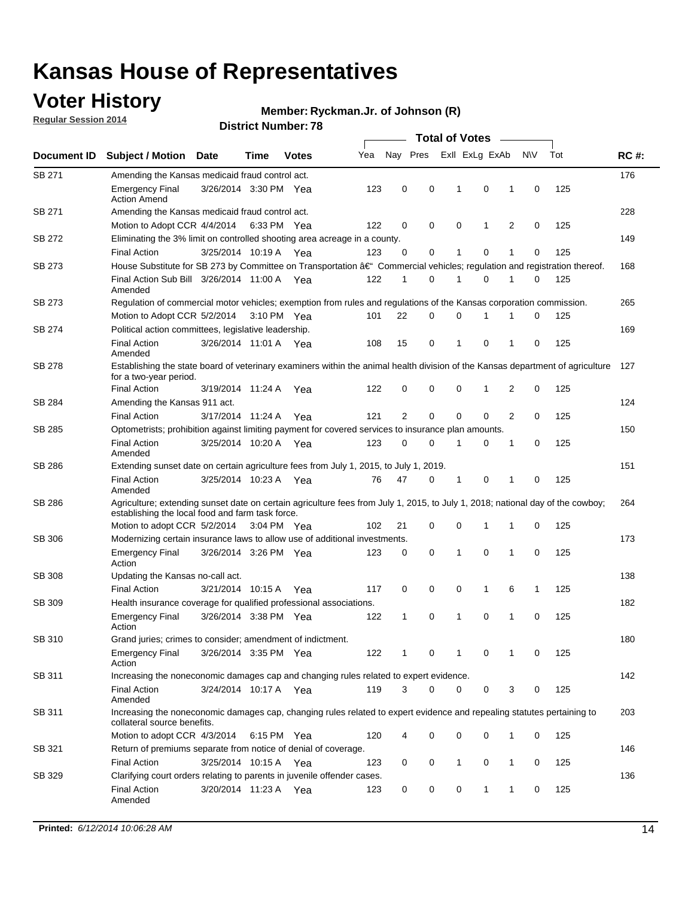# Kansas House of Representatives

## Voter History

**Regular Session 2014**

**Member: Ryckman.Jr. of Johnson (R)**

**District Number: 78**

| Document ID | Subject / Motion | Date | Time | Votes | Yea | Nay | Pres | ExII | ExLg | ExAb | N\V | Tot | RC #: |
|---|---|---|---|---|---|---|---|---|---|---|---|---|---|
| SB 271 | Amending the Kansas medicaid fraud control act. | | | | | | | | | | | | 176 |
| | Emergency Final Action Amend | 3/26/2014 | 3:30 PM | Yea | 123 | 0 | 0 | 1 | 0 | 1 | 0 | 125 | |
| SB 271 | Amending the Kansas medicaid fraud control act. | | | | | | | | | | | | 228 |
| | Motion to Adopt CCR | 4/4/2014 | 6:33 PM | Yea | 122 | 0 | 0 | 0 | 1 | 2 | 0 | 125 | |
| SB 272 | Eliminating the 3% limit on controlled shooting area acreage in a county. | | | | | | | | | | | | 149 |
| | Final Action | 3/25/2014 | 10:19 A | Yea | 123 | 0 | 0 | 1 | 0 | 1 | 0 | 125 | |
| SB 273 | House Substitute for SB 273 by Committee on Transportation â€“ Commercial vehicles; regulation and registration thereof. | | | | | | | | | | | | 168 |
| | Final Action Sub Bill Amended | 3/26/2014 | 11:00 A | Yea | 122 | 1 | 0 | 1 | 0 | 1 | 0 | 125 | |
| SB 273 | Regulation of commercial motor vehicles; exemption from rules and regulations of the Kansas corporation commission. | | | | | | | | | | | | 265 |
| | Motion to Adopt CCR | 5/2/2014 | 3:10 PM | Yea | 101 | 22 | 0 | 0 | 1 | 1 | 0 | 125 | |
| SB 274 | Political action committees, legislative leadership. | | | | | | | | | | | | 169 |
| | Final Action Amended | 3/26/2014 | 11:01 A | Yea | 108 | 15 | 0 | 1 | 0 | 1 | 0 | 125 | |
| SB 278 | Establishing the state board of veterinary examiners within the animal health division of the Kansas department of agriculture for a two-year period. | | | | | | | | | | | | 127 |
| | Final Action | 3/19/2014 | 11:24 A | Yea | 122 | 0 | 0 | 0 | 1 | 2 | 0 | 125 | |
| SB 284 | Amending the Kansas 911 act. | | | | | | | | | | | | 124 |
| | Final Action | 3/17/2014 | 11:24 A | Yea | 121 | 2 | 0 | 0 | 0 | 2 | 0 | 125 | |
| SB 285 | Optometrists; prohibition against limiting payment for covered services to insurance plan amounts. | | | | | | | | | | | | 150 |
| | Final Action Amended | 3/25/2014 | 10:20 A | Yea | 123 | 0 | 0 | 1 | 0 | 1 | 0 | 125 | |
| SB 286 | Extending sunset date on certain agriculture fees from July 1, 2015, to July 1, 2019. | | | | | | | | | | | | 151 |
| | Final Action Amended | 3/25/2014 | 10:23 A | Yea | 76 | 47 | 0 | 1 | 0 | 1 | 0 | 125 | |
| SB 286 | Agriculture; extending sunset date on certain agriculture fees from July 1, 2015, to July 1, 2018; national day of the cowboy; establishing the local food and farm task force. | | | | | | | | | | | | 264 |
| | Motion to adopt CCR | 5/2/2014 | 3:04 PM | Yea | 102 | 21 | 0 | 0 | 1 | 1 | 0 | 125 | |
| SB 306 | Modernizing certain insurance laws to allow use of additional investments. | | | | | | | | | | | | 173 |
| | Emergency Final Action | 3/26/2014 | 3:26 PM | Yea | 123 | 0 | 0 | 1 | 0 | 1 | 0 | 125 | |
| SB 308 | Updating the Kansas no-call act. | | | | | | | | | | | | 138 |
| | Final Action | 3/21/2014 | 10:15 A | Yea | 117 | 0 | 0 | 0 | 1 | 6 | 1 | 125 | |
| SB 309 | Health insurance coverage for qualified professional associations. | | | | | | | | | | | | 182 |
| | Emergency Final Action | 3/26/2014 | 3:38 PM | Yea | 122 | 1 | 0 | 1 | 0 | 1 | 0 | 125 | |
| SB 310 | Grand juries; crimes to consider; amendment of indictment. | | | | | | | | | | | | 180 |
| | Emergency Final Action | 3/26/2014 | 3:35 PM | Yea | 122 | 1 | 0 | 1 | 0 | 1 | 0 | 125 | |
| SB 311 | Increasing the noneconomic damages cap and changing rules related to expert evidence. | | | | | | | | | | | | 142 |
| | Final Action Amended | 3/24/2014 | 10:17 A | Yea | 119 | 3 | 0 | 0 | 0 | 3 | 0 | 125 | |
| SB 311 | Increasing the noneconomic damages cap, changing rules related to expert evidence and repealing statutes pertaining to collateral source benefits. | | | | | | | | | | | | 203 |
| | Motion to adopt CCR | 4/3/2014 | 6:15 PM | Yea | 120 | 4 | 0 | 0 | 0 | 1 | 0 | 125 | |
| SB 321 | Return of premiums separate from notice of denial of coverage. | | | | | | | | | | | | 146 |
| | Final Action | 3/25/2014 | 10:15 A | Yea | 123 | 0 | 0 | 1 | 0 | 1 | 0 | 125 | |
| SB 329 | Clarifying court orders relating to parents in juvenile offender cases. | | | | | | | | | | | | 136 |
| | Final Action Amended | 3/20/2014 | 11:23 A | Yea | 123 | 0 | 0 | 0 | 1 | 1 | 0 | 125 | |

**Printed:** *6/12/2014 10:06:28 AM*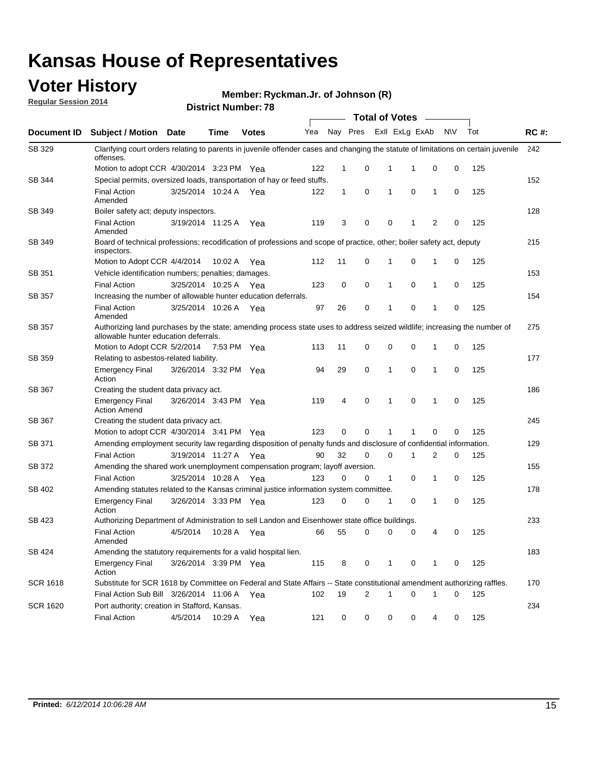# Kansas House of Representatives

## Voter History

**Regular Session 2014**

**Member: Ryckman.Jr. of Johnson (R)**

**District Number: 78**

| Document ID | Subject / Motion | Date | Time | Votes | Yea | Nay | Pres | ExII | ExLg | ExAb | N\V | Tot | RC #: |
|---|---|---|---|---|---|---|---|---|---|---|---|---|---|
| SB 329 | Clarifying court orders relating to parents in juvenile offender cases and changing the statute of limitations on certain juvenile offenses. | | | | | | | | | | | | 242 |
| | Motion to adopt CCR | 4/30/2014 | 3:23 PM | Yea | 122 | 1 | 0 | 1 | 1 | 0 | 0 | 125 | |
| SB 344 | Special permits, oversized loads, transportation of hay or feed stuffs. | | | | | | | | | | | | 152 |
| | Final Action Amended | 3/25/2014 | 10:24 A | Yea | 122 | 1 | 0 | 1 | 0 | 1 | 0 | 125 | |
| SB 349 | Boiler safety act; deputy inspectors. | | | | | | | | | | | | 128 |
| | Final Action Amended | 3/19/2014 | 11:25 A | Yea | 119 | 3 | 0 | 0 | 1 | 2 | 0 | 125 | |
| SB 349 | Board of technical professions; recodification of professions and scope of practice, other; boiler safety act, deputy inspectors. | | | | | | | | | | | | 215 |
| | Motion to Adopt CCR | 4/4/2014 | 10:02 A | Yea | 112 | 11 | 0 | 1 | 0 | 1 | 0 | 125 | |
| SB 351 | Vehicle identification numbers; penalties; damages. | | | | | | | | | | | | 153 |
| | Final Action | 3/25/2014 | 10:25 A | Yea | 123 | 0 | 0 | 1 | 0 | 1 | 0 | 125 | |
| SB 357 | Increasing the number of allowable hunter education deferrals. | | | | | | | | | | | | 154 |
| | Final Action Amended | 3/25/2014 | 10:26 A | Yea | 97 | 26 | 0 | 1 | 0 | 1 | 0 | 125 | |
| SB 357 | Authorizing land purchases by the state; amending process state uses to address seized wildlife; increasing the number of allowable hunter education deferrals. | | | | | | | | | | | | 275 |
| | Motion to Adopt CCR | 5/2/2014 | 7:53 PM | Yea | 113 | 11 | 0 | 0 | 0 | 1 | 0 | 125 | |
| SB 359 | Relating to asbestos-related liability. | | | | | | | | | | | | 177 |
| | Emergency Final Action | 3/26/2014 | 3:32 PM | Yea | 94 | 29 | 0 | 1 | 0 | 1 | 0 | 125 | |
| SB 367 | Creating the student data privacy act. | | | | | | | | | | | | 186 |
| | Emergency Final Action Amend | 3/26/2014 | 3:43 PM | Yea | 119 | 4 | 0 | 1 | 0 | 1 | 0 | 125 | |
| SB 367 | Creating the student data privacy act. | | | | | | | | | | | | 245 |
| | Motion to adopt CCR | 4/30/2014 | 3:41 PM | Yea | 123 | 0 | 0 | 1 | 1 | 0 | 0 | 125 | |
| SB 371 | Amending employment security law regarding disposition of penalty funds and disclosure of confidential information. | | | | | | | | | | | | 129 |
| | Final Action | 3/19/2014 | 11:27 A | Yea | 90 | 32 | 0 | 0 | 1 | 2 | 0 | 125 | |
| SB 372 | Amending the shared work unemployment compensation program; layoff aversion. | | | | | | | | | | | | 155 |
| | Final Action | 3/25/2014 | 10:28 A | Yea | 123 | 0 | 0 | 1 | 0 | 1 | 0 | 125 | |
| SB 402 | Amending statutes related to the Kansas criminal justice information system committee. | | | | | | | | | | | | 178 |
| | Emergency Final Action | 3/26/2014 | 3:33 PM | Yea | 123 | 0 | 0 | 1 | 0 | 1 | 0 | 125 | |
| SB 423 | Authorizing Department of Administration to sell Landon and Eisenhower state office buildings. | | | | | | | | | | | | 233 |
| | Final Action Amended | 4/5/2014 | 10:28 A | Yea | 66 | 55 | 0 | 0 | 0 | 4 | 0 | 125 | |
| SB 424 | Amending the statutory requirements for a valid hospital lien. | | | | | | | | | | | | 183 |
| | Emergency Final Action | 3/26/2014 | 3:39 PM | Yea | 115 | 8 | 0 | 1 | 0 | 1 | 0 | 125 | |
| SCR 1618 | Substitute for SCR 1618 by Committee on Federal and State Affairs -- State constitutional amendment authorizing raffles. | | | | | | | | | | | | 170 |
| | Final Action Sub Bill | 3/26/2014 | 11:06 A | Yea | 102 | 19 | 2 | 1 | 0 | 1 | 0 | 125 | |
| SCR 1620 | Port authority; creation in Stafford, Kansas. | | | | | | | | | | | | 234 |
| | Final Action | 4/5/2014 | 10:29 A | Yea | 121 | 0 | 0 | 0 | 0 | 4 | 0 | 125 | |

**Printed:** *6/12/2014 10:06:28 AM*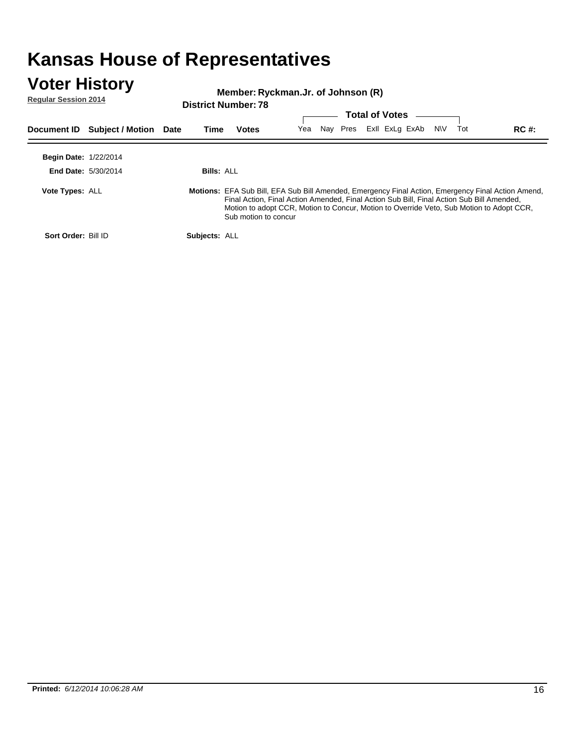# Kansas House of Representatives

## Voter History

**Regular Session 2014**

**Member: Ryckman.Jr. of Johnson (R)**

**District Number: 78**

| Document ID | Subject / Motion | Date | Time | Votes | Yea | Nay | Pres | ExII | ExLg | ExAb | N\V | Tot | RC #: |
|---|---|---|---|---|---|---|---|---|---|---|---|---|---|

(Total of Votes: Yea, Nay, Pres, ExII, ExLg, ExAb, N\V, Tot)

**Begin Date:** 1/22/2014

**End Date:** 5/30/2014

**Bills:** ALL

**Vote Types:** ALL

**Motions:** EFA Sub Bill, EFA Sub Bill Amended, Emergency Final Action, Emergency Final Action Amend, Final Action, Final Action Amended, Final Action Sub Bill, Final Action Sub Bill Amended, Motion to adopt CCR, Motion to Concur, Motion to Override Veto, Sub Motion to Adopt CCR, Sub motion to concur

**Sort Order:** Bill ID

**Subjects:** ALL

**Printed:** *6/12/2014 10:06:28 AM*